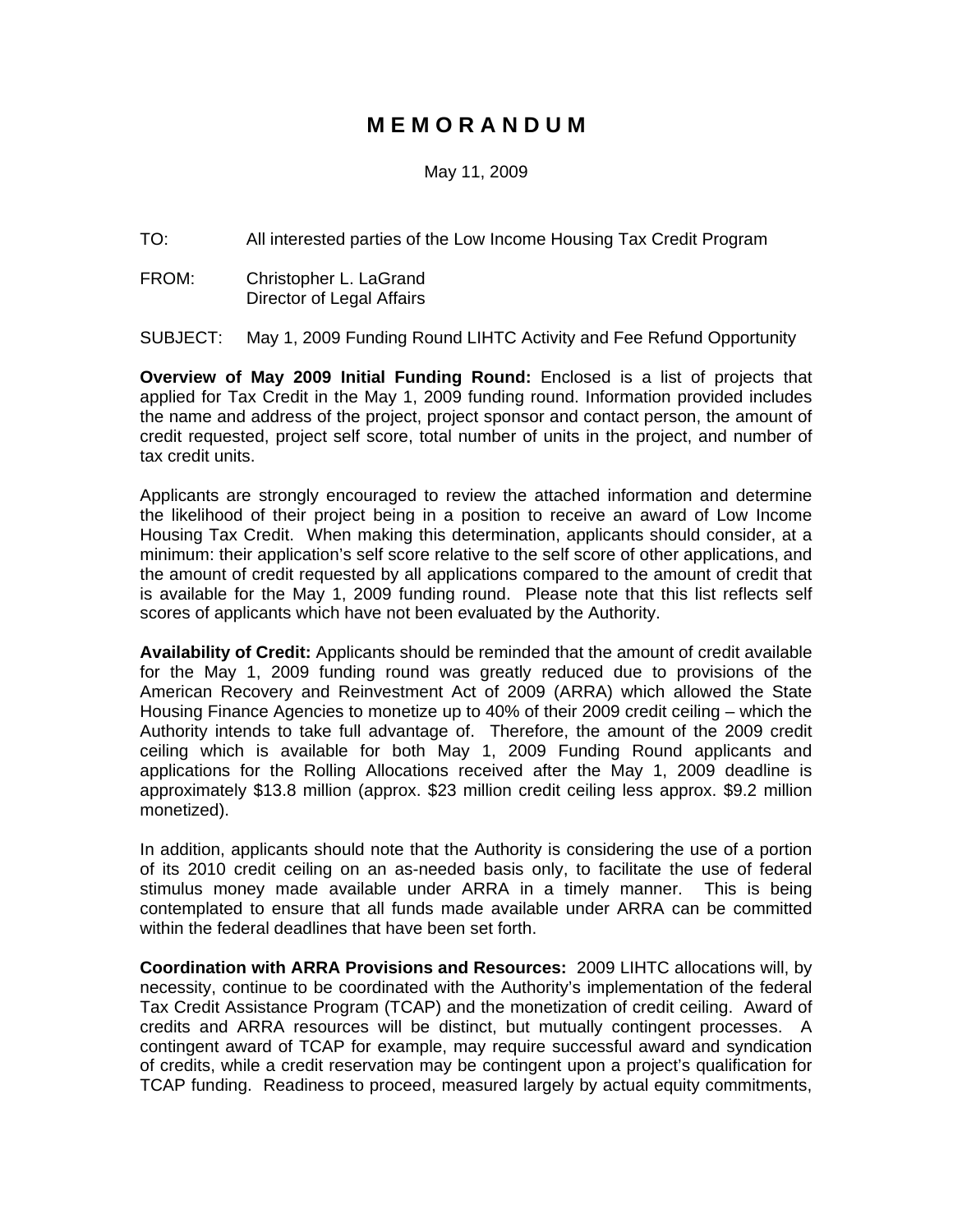# M E M O R A N D U M

May 11, 2009

TO: All interested parties of the Low Income Housing Tax Credit Program

FROM: Christopher L. LaGrand
Director of Legal Affairs

SUBJECT: May 1, 2009 Funding Round LIHTC Activity and Fee Refund Opportunity

**Overview of May 2009 Initial Funding Round:** Enclosed is a list of projects that applied for Tax Credit in the May 1, 2009 funding round. Information provided includes the name and address of the project, project sponsor and contact person, the amount of credit requested, project self score, total number of units in the project, and number of tax credit units.

Applicants are strongly encouraged to review the attached information and determine the likelihood of their project being in a position to receive an award of Low Income Housing Tax Credit. When making this determination, applicants should consider, at a minimum: their application's self score relative to the self score of other applications, and the amount of credit requested by all applications compared to the amount of credit that is available for the May 1, 2009 funding round. Please note that this list reflects self scores of applicants which have not been evaluated by the Authority.

**Availability of Credit:** Applicants should be reminded that the amount of credit available for the May 1, 2009 funding round was greatly reduced due to provisions of the American Recovery and Reinvestment Act of 2009 (ARRA) which allowed the State Housing Finance Agencies to monetize up to 40% of their 2009 credit ceiling – which the Authority intends to take full advantage of. Therefore, the amount of the 2009 credit ceiling which is available for both May 1, 2009 Funding Round applicants and applications for the Rolling Allocations received after the May 1, 2009 deadline is approximately $13.8 million (approx. $23 million credit ceiling less approx. $9.2 million monetized).

In addition, applicants should note that the Authority is considering the use of a portion of its 2010 credit ceiling on an as-needed basis only, to facilitate the use of federal stimulus money made available under ARRA in a timely manner. This is being contemplated to ensure that all funds made available under ARRA can be committed within the federal deadlines that have been set forth.

**Coordination with ARRA Provisions and Resources:** 2009 LIHTC allocations will, by necessity, continue to be coordinated with the Authority's implementation of the federal Tax Credit Assistance Program (TCAP) and the monetization of credit ceiling. Award of credits and ARRA resources will be distinct, but mutually contingent processes. A contingent award of TCAP for example, may require successful award and syndication of credits, while a credit reservation may be contingent upon a project's qualification for TCAP funding. Readiness to proceed, measured largely by actual equity commitments,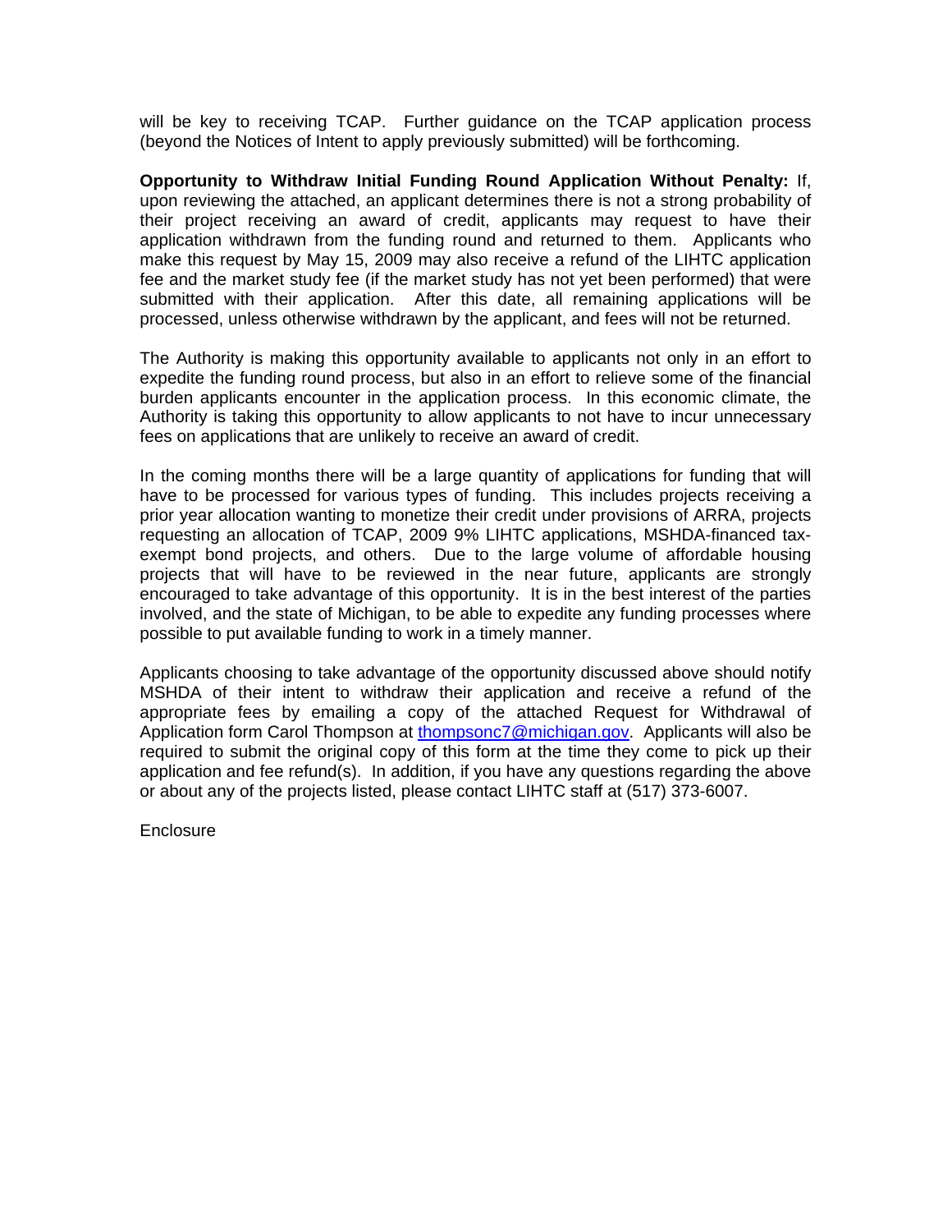will be key to receiving TCAP. Further guidance on the TCAP application process (beyond the Notices of Intent to apply previously submitted) will be forthcoming.

**Opportunity to Withdraw Initial Funding Round Application Without Penalty:** If, upon reviewing the attached, an applicant determines there is not a strong probability of their project receiving an award of credit, applicants may request to have their application withdrawn from the funding round and returned to them. Applicants who make this request by May 15, 2009 may also receive a refund of the LIHTC application fee and the market study fee (if the market study has not yet been performed) that were submitted with their application. After this date, all remaining applications will be processed, unless otherwise withdrawn by the applicant, and fees will not be returned.

The Authority is making this opportunity available to applicants not only in an effort to expedite the funding round process, but also in an effort to relieve some of the financial burden applicants encounter in the application process. In this economic climate, the Authority is taking this opportunity to allow applicants to not have to incur unnecessary fees on applications that are unlikely to receive an award of credit.

In the coming months there will be a large quantity of applications for funding that will have to be processed for various types of funding. This includes projects receiving a prior year allocation wanting to monetize their credit under provisions of ARRA, projects requesting an allocation of TCAP, 2009 9% LIHTC applications, MSHDA-financed tax-exempt bond projects, and others. Due to the large volume of affordable housing projects that will have to be reviewed in the near future, applicants are strongly encouraged to take advantage of this opportunity. It is in the best interest of the parties involved, and the state of Michigan, to be able to expedite any funding processes where possible to put available funding to work in a timely manner.

Applicants choosing to take advantage of the opportunity discussed above should notify MSHDA of their intent to withdraw their application and receive a refund of the appropriate fees by emailing a copy of the attached Request for Withdrawal of Application form Carol Thompson at thompsonc7@michigan.gov. Applicants will also be required to submit the original copy of this form at the time they come to pick up their application and fee refund(s). In addition, if you have any questions regarding the above or about any of the projects listed, please contact LIHTC staff at (517) 373-6007.

Enclosure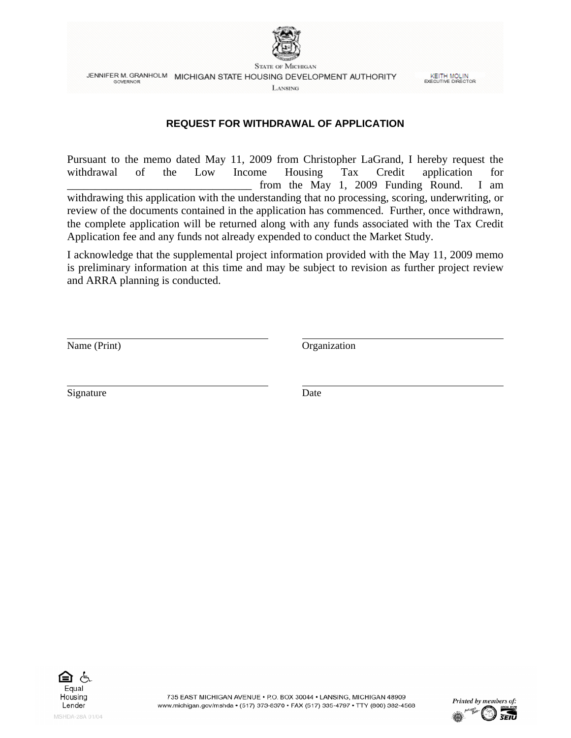STATE OF MICHIGAN

JENNIFER M. GRANHOLM, GOVERNOR — MICHIGAN STATE HOUSING DEVELOPMENT AUTHORITY — KEITH MOLIN, EXECUTIVE DIRECTOR

LANSING

## REQUEST FOR WITHDRAWAL OF APPLICATION

Pursuant to the memo dated May 11, 2009 from Christopher LaGrand, I hereby request the withdrawal of the Low Income Housing Tax Credit application for _________________________________ from the May 1, 2009 Funding Round. I am withdrawing this application with the understanding that no processing, scoring, underwriting, or review of the documents contained in the application has commenced. Further, once withdrawn, the complete application will be returned along with any funds associated with the Tax Credit Application fee and any funds not already expended to conduct the Market Study.

I acknowledge that the supplemental project information provided with the May 11, 2009 memo is preliminary information at this time and may be subject to revision as further project review and ARRA planning is conducted.

_________________________________ Name (Print)

_________________________________ Organization

_________________________________ Signature

_________________________________ Date

Equal Housing Lender

MSHDA-28A 01/04

735 EAST MICHIGAN AVENUE • P.O. BOX 30044 • LANSING, MICHIGAN 48909
www.michigan.gov/mshda • (517) 373-8370 • FAX (517) 335-4797 • TTY (800) 382-4568

*Printed by members of:*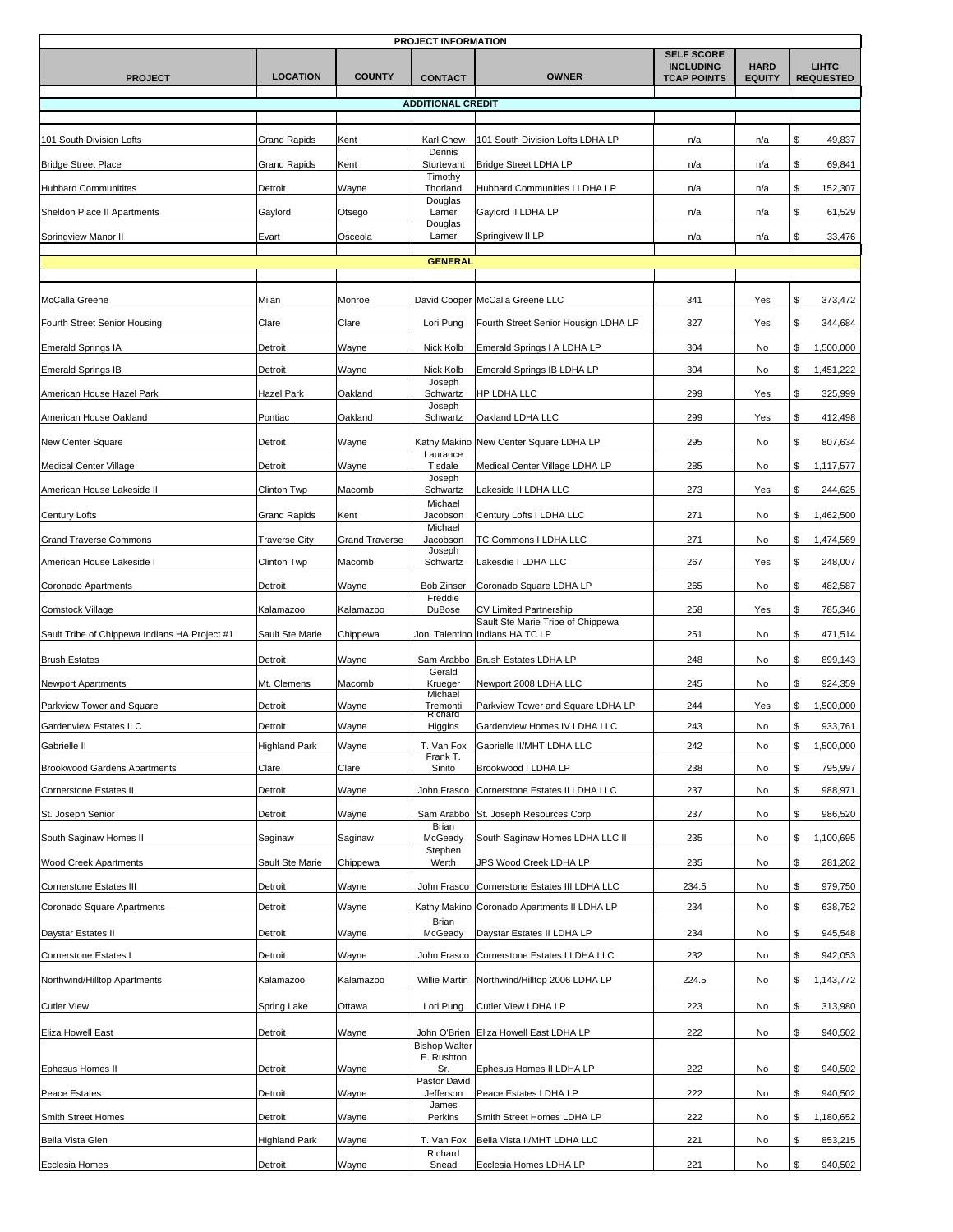| PROJECT INFORMATION | | | | | | | |
|---|---|---|---|---|---|---|---|
| **PROJECT** | **LOCATION** | **COUNTY** | **CONTACT** | **OWNER** | **SELF SCORE INCLUDING TCAP POINTS** | **HARD EQUITY** | **LIHTC REQUESTED** |
| | | | **ADDITIONAL CREDIT** | | | | |
| 101 South Division Lofts | Grand Rapids | Kent | Karl Chew | 101 South Division Lofts LDHA LP | n/a | n/a | $ 49,837 |
| Bridge Street Place | Grand Rapids | Kent | Dennis Sturtevant | Bridge Street LDHA LP | n/a | n/a | $ 69,841 |
| Hubbard Communitites | Detroit | Wayne | Timothy Thorland | Hubbard Communities I LDHA LP | n/a | n/a | $ 152,307 |
| Sheldon Place II Apartments | Gaylord | Otsego | Douglas Larner | Gaylord II LDHA LP | n/a | n/a | $ 61,529 |
| Springview Manor II | Evart | Osceola | Douglas Larner | Springivew II LP | n/a | n/a | $ 33,476 |
| | | | **GENERAL** | | | | |
| McCalla Greene | Milan | Monroe | David Cooper | McCalla Greene LLC | 341 | Yes | $ 373,472 |
| Fourth Street Senior Housing | Clare | Clare | Lori Pung | Fourth Street Senior Housign LDHA LP | 327 | Yes | $ 344,684 |
| Emerald Springs IA | Detroit | Wayne | Nick Kolb | Emerald Springs I A LDHA LP | 304 | No | $ 1,500,000 |
| Emerald Springs IB | Detroit | Wayne | Nick Kolb | Emerald Springs IB LDHA LP | 304 | No | $ 1,451,222 |
| American House Hazel Park | Hazel Park | Oakland | Joseph Schwartz | HP LDHA LLC | 299 | Yes | $ 325,999 |
| American House Oakland | Pontiac | Oakland | Joseph Schwartz | Oakland LDHA LLC | 299 | Yes | $ 412,498 |
| New Center Square | Detroit | Wayne | Kathy Makino | New Center Square LDHA LP | 295 | No | $ 807,634 |
| Medical Center Village | Detroit | Wayne | Laurance Tisdale | Medical Center Village LDHA LP | 285 | No | $ 1,117,577 |
| American House Lakeside II | Clinton Twp | Macomb | Joseph Schwartz | Lakeside II LDHA LLC | 273 | Yes | $ 244,625 |
| Century Lofts | Grand Rapids | Kent | Michael Jacobson | Century Lofts I LDHA LLC | 271 | No | $ 1,462,500 |
| Grand Traverse Commons | Traverse City | Grand Traverse | Michael Jacobson | TC Commons I LDHA LLC | 271 | No | $ 1,474,569 |
| American House Lakeside I | Clinton Twp | Macomb | Joseph Schwartz | Lakesdie I LDHA LLC | 267 | Yes | $ 248,007 |
| Coronado Apartments | Detroit | Wayne | Bob Zinser | Coronado Square LDHA LP | 265 | No | $ 482,587 |
| Comstock Village | Kalamazoo | Kalamazoo | Freddie DuBose | CV Limited Partnership | 258 | Yes | $ 785,346 |
| Sault Tribe of Chippewa Indians HA Project #1 | Sault Ste Marie | Chippewa | Joni Talentino | Sault Ste Marie Tribe of Chippewa Indians HA TC LP | 251 | No | $ 471,514 |
| Brush Estates | Detroit | Wayne | Sam Arabbo | Brush Estates LDHA LP | 248 | No | $ 899,143 |
| Newport Apartments | Mt. Clemens | Macomb | Gerald Krueger | Newport 2008 LDHA LLC | 245 | No | $ 924,359 |
| Parkview Tower and Square | Detroit | Wayne | Michael Tremonti | Parkview Tower and Square LDHA LP | 244 | Yes | $ 1,500,000 |
| Gardenview Estates II C | Detroit | Wayne | Richard Higgins | Gardenview Homes IV LDHA LLC | 243 | No | $ 933,761 |
| Gabrielle II | Highland Park | Wayne | T. Van Fox | Gabrielle II/MHT LDHA LLC | 242 | No | $ 1,500,000 |
| Brookwood Gardens Apartments | Clare | Clare | Frank T. Sinito | Brookwood I LDHA LP | 238 | No | $ 795,997 |
| Cornerstone Estates II | Detroit | Wayne | John Frasco | Cornerstone Estates II LDHA LLC | 237 | No | $ 988,971 |
| St. Joseph Senior | Detroit | Wayne | Sam Arabbo | St. Joseph Resources Corp | 237 | No | $ 986,520 |
| South Saginaw Homes II | Saginaw | Saginaw | Brian McGeady | South Saginaw Homes LDHA LLC II | 235 | No | $ 1,100,695 |
| Wood Creek Apartments | Sault Ste Marie | Chippewa | Stephen Werth | JPS Wood Creek LDHA LP | 235 | No | $ 281,262 |
| Cornerstone Estates III | Detroit | Wayne | John Frasco | Cornerstone Estates III LDHA LLC | 234.5 | No | $ 979,750 |
| Coronado Square Apartments | Detroit | Wayne | Kathy Makino | Coronado Apartments II LDHA LP | 234 | No | $ 638,752 |
| Daystar Estates II | Detroit | Wayne | Brian McGeady | Daystar Estates II LDHA LP | 234 | No | $ 945,548 |
| Cornerstone Estates I | Detroit | Wayne | John Frasco | Cornerstone Estates I LDHA LLC | 232 | No | $ 942,053 |
| Northwind/Hilltop Apartments | Kalamazoo | Kalamazoo | Willie Martin | Northwind/Hilltop 2006 LDHA LP | 224.5 | No | $ 1,143,772 |
| Cutler View | Spring Lake | Ottawa | Lori Pung | Cutler View LDHA LP | 223 | No | $ 313,980 |
| Eliza Howell East | Detroit | Wayne | John O'Brien | Eliza Howell East LDHA LP | 222 | No | $ 940,502 |
| Ephesus Homes II | Detroit | Wayne | Bishop Walter E. Rushton Sr. | Ephesus Homes II LDHA LP | 222 | No | $ 940,502 |
| Peace Estates | Detroit | Wayne | Pastor David Jefferson | Peace Estates LDHA LP | 222 | No | $ 940,502 |
| Smith Street Homes | Detroit | Wayne | James Perkins | Smith Street Homes LDHA LP | 222 | No | $ 1,180,652 |
| Bella Vista Glen | Highland Park | Wayne | T. Van Fox | Bella Vista II/MHT LDHA LLC | 221 | No | $ 853,215 |
| Ecclesia Homes | Detroit | Wayne | Richard Snead | Ecclesia Homes LDHA LP | 221 | No | $ 940,502 |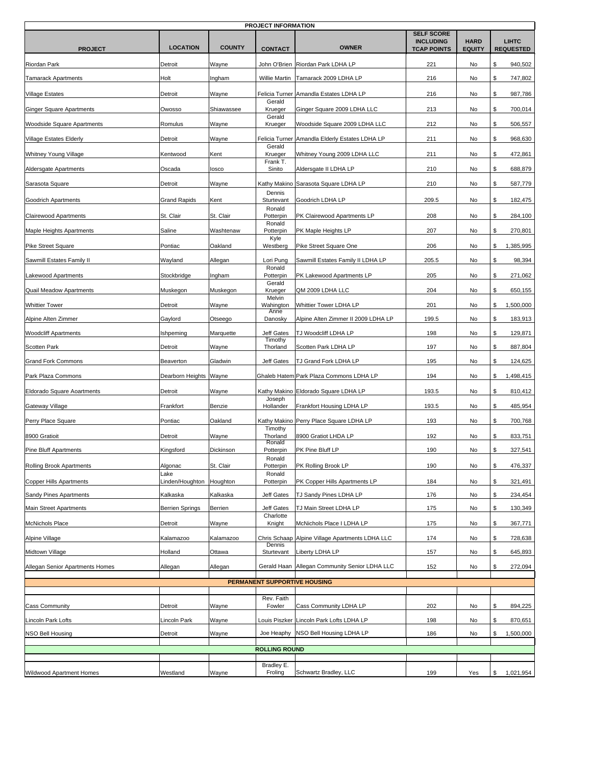| PROJECT INFORMATION | | | | | | | |
|---|---|---|---|---|---|---|---|
| **PROJECT** | **LOCATION** | **COUNTY** | **CONTACT** | **OWNER** | **SELF SCORE INCLUDING TCAP POINTS** | **HARD EQUITY** | **LIHTC REQUESTED** |
| Riordan Park | Detroit | Wayne | John O'Brien | Riordan Park LDHA LP | 221 | No | $ 940,502 |
| Tamarack Apartments | Holt | Ingham | Willie Martin | Tamarack 2009 LDHA LP | 216 | No | $ 747,802 |
| Village Estates | Detroit | Wayne | Felicia Turner | Amandla Estates LDHA LP | 216 | No | $ 987,786 |
| Ginger Square Apartments | Owosso | Shiawassee | Gerald Krueger | Ginger Square 2009 LDHA LLC | 213 | No | $ 700,014 |
| Woodside Square Apartments | Romulus | Wayne | Gerald Krueger | Woodside Square 2009 LDHA LLC | 212 | No | $ 506,557 |
| Village Estates Elderly | Detroit | Wayne | Felicia Turner | Amandla Elderly Estates LDHA LP | 211 | No | $ 968,630 |
| Whitney Young Village | Kentwood | Kent | Gerald Krueger | Whitney Young 2009 LDHA LLC | 211 | No | $ 472,861 |
| Aldersgate Apartments | Oscada | Iosco | Frank T. Sinito | Aldersgate II LDHA LP | 210 | No | $ 688,879 |
| Sarasota Square | Detroit | Wayne | Kathy Makino | Sarasota Square LDHA LP | 210 | No | $ 587,779 |
| Goodrich Apartments | Grand Rapids | Kent | Dennis Sturtevant | Goodrich LDHA LP | 209.5 | No | $ 182,475 |
| Clairewood Apartments | St. Clair | St. Clair | Ronald Potterpin | PK Clairewood Apartments LP | 208 | No | $ 284,100 |
| Maple Heights Apartments | Saline | Washtenaw | Ronald Potterpin | PK Maple Heights LP | 207 | No | $ 270,801 |
| Pike Street Square | Pontiac | Oakland | Kyle Westberg | Pike Street Square One | 206 | No | $ 1,385,995 |
| Sawmill Estates Family II | Wayland | Allegan | Lori Pung | Sawmill Estates Family II LDHA LP | 205.5 | No | $ 98,394 |
| Lakewood Apartments | Stockbridge | Ingham | Ronald Potterpin | PK Lakewood Apartments LP | 205 | No | $ 271,062 |
| Quail Meadow Apartments | Muskegon | Muskegon | Gerald Krueger | QM 2009 LDHA LLC | 204 | No | $ 650,155 |
| Whittier Tower | Detroit | Wayne | Melvin Wahington | Whittier Tower LDHA LP | 201 | No | $ 1,500,000 |
| Alpine Alten Zimmer | Gaylord | Otseego | Anne Danosky | Alpine Alten Zimmer II 2009 LDHA LP | 199.5 | No | $ 183,913 |
| Woodcliff Apartments | Ishpeming | Marquette | Jeff Gates | TJ Woodcliff LDHA LP | 198 | No | $ 129,871 |
| Scotten Park | Detroit | Wayne | Timothy Thorland | Scotten Park LDHA LP | 197 | No | $ 887,804 |
| Grand Fork Commons | Beaverton | Gladwin | Jeff Gates | TJ Grand Fork LDHA LP | 195 | No | $ 124,625 |
| Park Plaza Commons | Dearborn Heights | Wayne | Ghaleb Hatem | Park Plaza Commons LDHA LP | 194 | No | $ 1,498,415 |
| Eldorado Square Aoartments | Detroit | Wayne | Kathy Makino | Eldorado Square LDHA LP | 193.5 | No | $ 810,412 |
| Gateway Village | Frankfort | Benzie | Joseph Hollander | Frankfort Housing LDHA LP | 193.5 | No | $ 485,954 |
| Perry Place Square | Pontiac | Oakland | Kathy Makino | Perry Place Square LDHA LP | 193 | No | $ 700,768 |
| 8900 Gratioit | Detroit | Wayne | Timothy Thorland | 8900 Gratiot LHDA LP | 192 | No | $ 833,751 |
| Pine Bluff Apartments | Kingsford | Dickinson | Ronald Potterpin | PK Pine Bluff LP | 190 | No | $ 327,541 |
| Rolling Brook Apartments | Algonac | St. Clair | Ronald Potterpin | PK Rolling Brook LP | 190 | No | $ 476,337 |
| Copper Hills Apartments | Lake Linden/Houghton | Houghton | Ronald Potterpin | PK Copper Hills Apartments LP | 184 | No | $ 321,491 |
| Sandy Pines Apartments | Kalkaska | Kalkaska | Jeff Gates | TJ Sandy Pines LDHA LP | 176 | No | $ 234,454 |
| Main Street Apartments | Berrien Springs | Berrien | Jeff Gates | TJ Main Street LDHA LP | 175 | No | $ 130,349 |
| McNichols Place | Detroit | Wayne | Charlotte Knight | McNichols Place I LDHA LP | 175 | No | $ 367,771 |
| Alpine Village | Kalamazoo | Kalamazoo | Chris Schaap | Alpine Village Apartments LDHA LLC | 174 | No | $ 728,638 |
| Midtown Village | Holland | Ottawa | Dennis Sturtevant | Liberty LDHA LP | 157 | No | $ 645,893 |
| Allegan Senior Apartments Homes | Allegan | Allegan | Gerald Haan | Allegan Community Senior LDHA LLC | 152 | No | $ 272,094 |
| **PERMANENT SUPPORTIVE HOUSING** | | | | | | | |
| Cass Community | Detroit | Wayne | Rev. Faith Fowler | Cass Community LDHA LP | 202 | No | $ 894,225 |
| Lincoln Park Lofts | Lincoln Park | Wayne | Louis Piszker | Lincoln Park Lofts LDHA LP | 198 | No | $ 870,651 |
| NSO Bell Housing | Detroit | Wayne | Joe Heaphy | NSO Bell Housing LDHA LP | 186 | No | $ 1,500,000 |
| **ROLLING ROUND** | | | | | | | |
| Wildwood Apartment Homes | Westland | Wayne | Bradley E. Froling | Schwartz Bradley, LLC | 199 | Yes | $ 1,021,954 |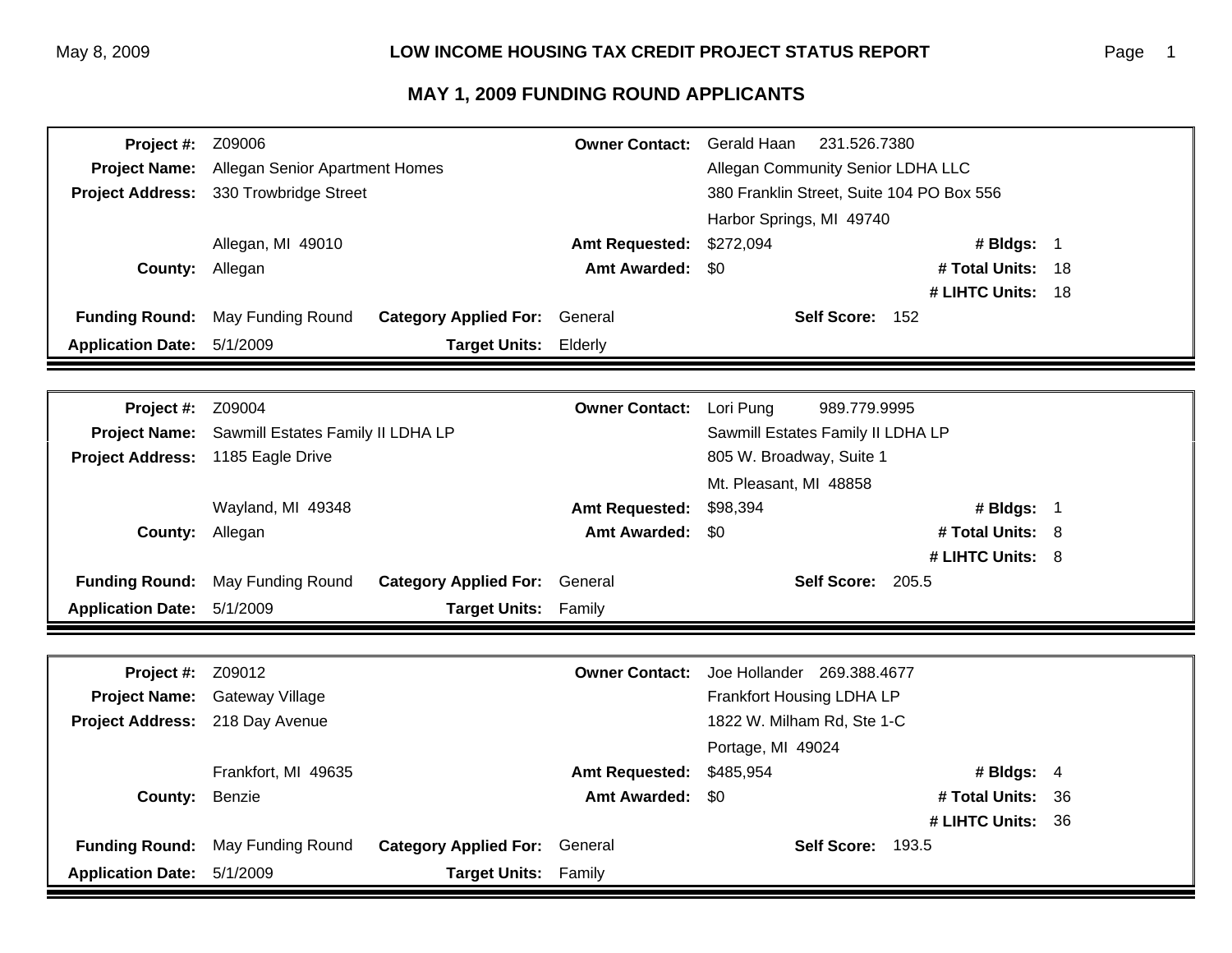# LOW INCOME HOUSING TAX CREDIT PROJECT STATUS REPORT

## MAY 1, 2009 FUNDING ROUND APPLICANTS

| | | | | | | |
|---|---|---|---|---|---|---|
| **Project #:** | Z09006 | | **Owner Contact:** | Gerald Haan 231.526.7380 | | |
| **Project Name:** | Allegan Senior Apartment Homes | | | Allegan Community Senior LDHA LLC | | |
| **Project Address:** | 330 Trowbridge Street | | | 380 Franklin Street, Suite 104 PO Box 556 | | |
| | | | | Harbor Springs, MI 49740 | | |
| | Allegan, MI 49010 | | **Amt Requested:** | $272,094 | **# Bldgs:** | 1 |
| **County:** | Allegan | | **Amt Awarded:** | $0 | **# Total Units:** | 18 |
| | | | | | **# LIHTC Units:** | 18 |
| **Funding Round:** | May Funding Round | **Category Applied For:** | General | **Self Score:** 152 | | |
| **Application Date:** | 5/1/2009 | **Target Units:** | Elderly | | | |

| | | | | | | |
|---|---|---|---|---|---|---|
| **Project #:** | Z09004 | | **Owner Contact:** | Lori Pung 989.779.9995 | | |
| **Project Name:** | Sawmill Estates Family II LDHA LP | | | Sawmill Estates Family II LDHA LP | | |
| **Project Address:** | 1185 Eagle Drive | | | 805 W. Broadway, Suite 1 | | |
| | | | | Mt. Pleasant, MI 48858 | | |
| | Wayland, MI 49348 | | **Amt Requested:** | $98,394 | **# Bldgs:** | 1 |
| **County:** | Allegan | | **Amt Awarded:** | $0 | **# Total Units:** | 8 |
| | | | | | **# LIHTC Units:** | 8 |
| **Funding Round:** | May Funding Round | **Category Applied For:** | General | **Self Score:** 205.5 | | |
| **Application Date:** | 5/1/2009 | **Target Units:** | Family | | | |

| | | | | | | |
|---|---|---|---|---|---|---|
| **Project #:** | Z09012 | | **Owner Contact:** | Joe Hollander 269.388.4677 | | |
| **Project Name:** | Gateway Village | | | Frankfort Housing LDHA LP | | |
| **Project Address:** | 218 Day Avenue | | | 1822 W. Milham Rd, Ste 1-C | | |
| | | | | Portage, MI 49024 | | |
| | Frankfort, MI 49635 | | **Amt Requested:** | $485,954 | **# Bldgs:** | 4 |
| **County:** | Benzie | | **Amt Awarded:** | $0 | **# Total Units:** | 36 |
| | | | | | **# LIHTC Units:** | 36 |
| **Funding Round:** | May Funding Round | **Category Applied For:** | General | **Self Score:** 193.5 | | |
| **Application Date:** | 5/1/2009 | **Target Units:** | Family | | | |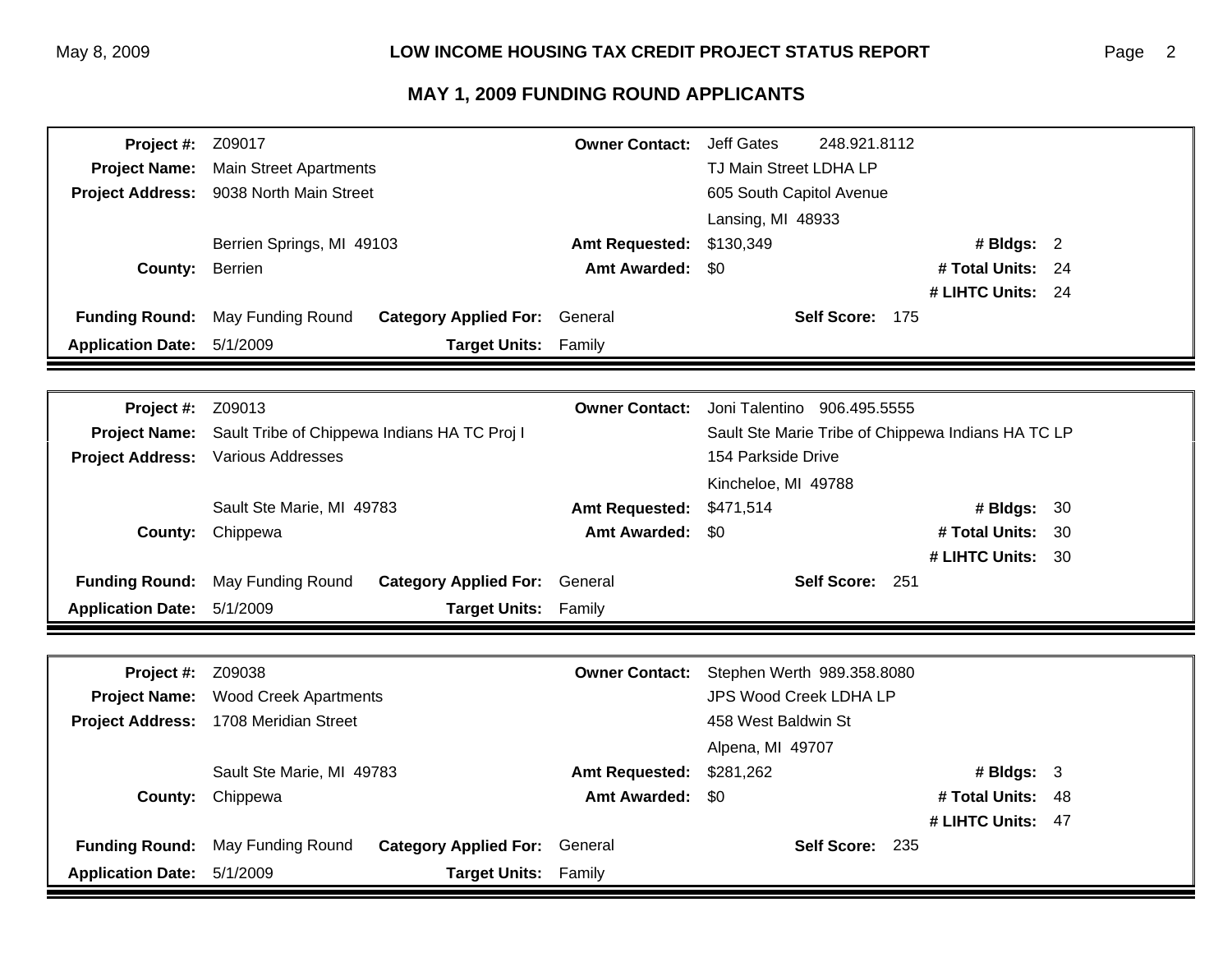## MAY 1, 2009 FUNDING ROUND APPLICANTS

| | | | | | |
|---|---|---|---|---|---|
| **Project #:** | Z09017 | **Owner Contact:** | Jeff Gates 248.921.8112 | | |
| **Project Name:** | Main Street Apartments | | TJ Main Street LDHA LP | | |
| **Project Address:** | 9038 North Main Street | | 605 South Capitol Avenue | | |
| | | | Lansing, MI 48933 | | |
| | Berrien Springs, MI 49103 | **Amt Requested:** | $130,349 | **# Bldgs:** | 2 |
| **County:** | Berrien | **Amt Awarded:** | $0 | **# Total Units:** | 24 |
| | | | | **# LIHTC Units:** | 24 |
| **Funding Round:** | May Funding Round | **Category Applied For:** | General | **Self Score:** | 175 |
| **Application Date:** | 5/1/2009 | **Target Units:** | Family | | |

| | | | | | |
|---|---|---|---|---|---|
| **Project #:** | Z09013 | **Owner Contact:** | Joni Talentino 906.495.5555 | | |
| **Project Name:** | Sault Tribe of Chippewa Indians HA TC Proj I | | Sault Ste Marie Tribe of Chippewa Indians HA TC LP | | |
| **Project Address:** | Various Addresses | | 154 Parkside Drive | | |
| | | | Kincheloe, MI 49788 | | |
| | Sault Ste Marie, MI 49783 | **Amt Requested:** | $471,514 | **# Bldgs:** | 30 |
| **County:** | Chippewa | **Amt Awarded:** | $0 | **# Total Units:** | 30 |
| | | | | **# LIHTC Units:** | 30 |
| **Funding Round:** | May Funding Round | **Category Applied For:** | General | **Self Score:** | 251 |
| **Application Date:** | 5/1/2009 | **Target Units:** | Family | | |

| | | | | | |
|---|---|---|---|---|---|
| **Project #:** | Z09038 | **Owner Contact:** | Stephen Werth 989.358.8080 | | |
| **Project Name:** | Wood Creek Apartments | | JPS Wood Creek LDHA LP | | |
| **Project Address:** | 1708 Meridian Street | | 458 West Baldwin St | | |
| | | | Alpena, MI 49707 | | |
| | Sault Ste Marie, MI 49783 | **Amt Requested:** | $281,262 | **# Bldgs:** | 3 |
| **County:** | Chippewa | **Amt Awarded:** | $0 | **# Total Units:** | 48 |
| | | | | **# LIHTC Units:** | 47 |
| **Funding Round:** | May Funding Round | **Category Applied For:** | General | **Self Score:** | 235 |
| **Application Date:** | 5/1/2009 | **Target Units:** | Family | | |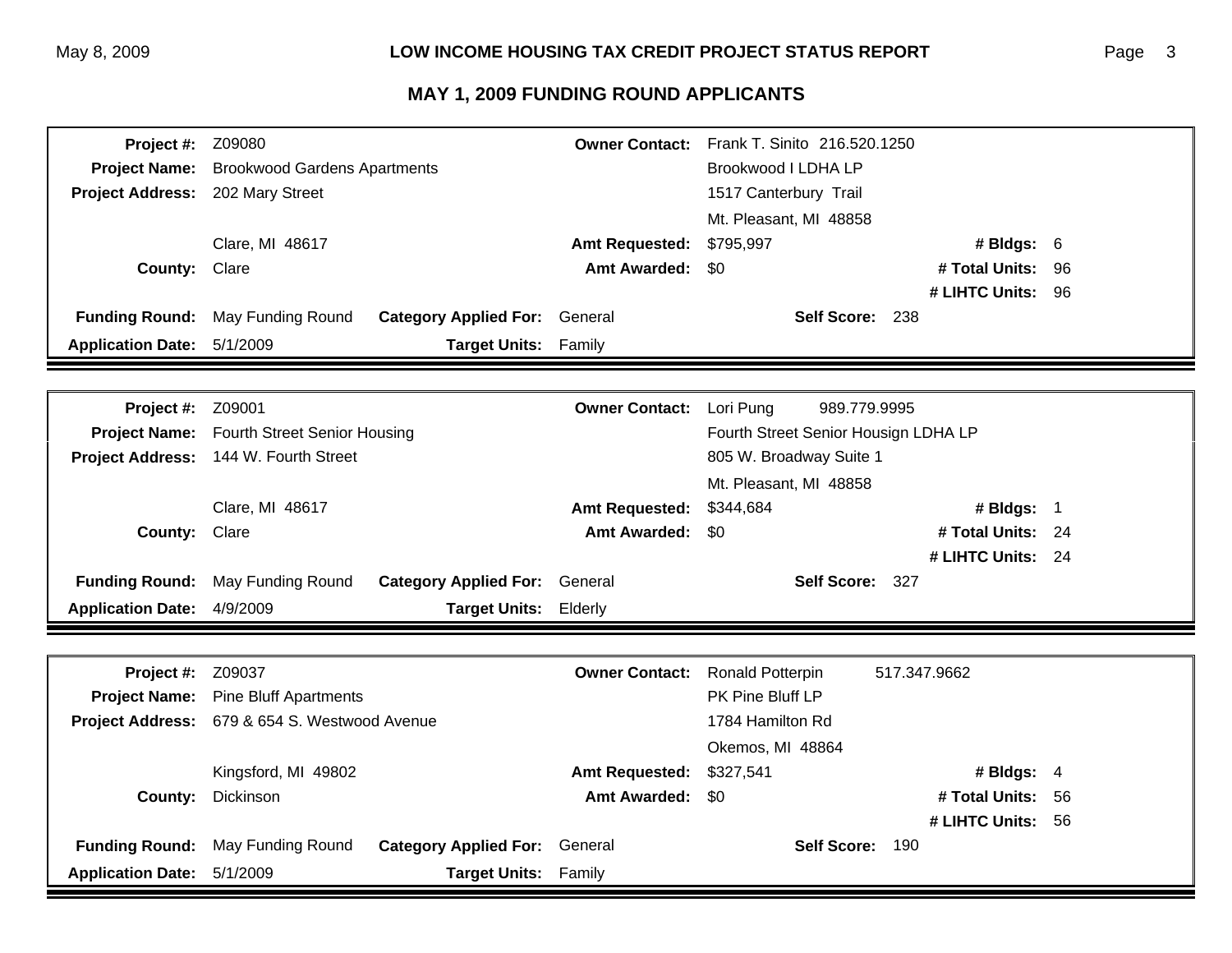## LOW INCOME HOUSING TAX CREDIT PROJECT STATUS REPORT

## MAY 1, 2009 FUNDING ROUND APPLICANTS

| | | | |
|---|---|---|---|
| **Project #:** | Z09080 | **Owner Contact:** | Frank T. Sinito 216.520.1250 |
| **Project Name:** | Brookwood Gardens Apartments | | Brookwood I LDHA LP |
| **Project Address:** | 202 Mary Street | | 1517 Canterbury Trail |
| | | | Mt. Pleasant, MI 48858 |
| | Clare, MI 48617 | **Amt Requested:** | $795,997 — **# Bldgs:** 6 |
| **County:** | Clare | **Amt Awarded:** | $0 — **# Total Units:** 96 |
| | | | **# LIHTC Units:** 96 |
| **Funding Round:** | May Funding Round | **Category Applied For:** | General — **Self Score:** 238 |
| **Application Date:** | 5/1/2009 | **Target Units:** | Family |

| | | | |
|---|---|---|---|
| **Project #:** | Z09001 | **Owner Contact:** | Lori Pung 989.779.9995 |
| **Project Name:** | Fourth Street Senior Housing | | Fourth Street Senior Housign LDHA LP |
| **Project Address:** | 144 W. Fourth Street | | 805 W. Broadway Suite 1 |
| | | | Mt. Pleasant, MI 48858 |
| | Clare, MI 48617 | **Amt Requested:** | $344,684 — **# Bldgs:** 1 |
| **County:** | Clare | **Amt Awarded:** | $0 — **# Total Units:** 24 |
| | | | **# LIHTC Units:** 24 |
| **Funding Round:** | May Funding Round | **Category Applied For:** | General — **Self Score:** 327 |
| **Application Date:** | 4/9/2009 | **Target Units:** | Elderly |

| | | | |
|---|---|---|---|
| **Project #:** | Z09037 | **Owner Contact:** | Ronald Potterpin 517.347.9662 |
| **Project Name:** | Pine Bluff Apartments | | PK Pine Bluff LP |
| **Project Address:** | 679 & 654 S. Westwood Avenue | | 1784 Hamilton Rd |
| | | | Okemos, MI 48864 |
| | Kingsford, MI 49802 | **Amt Requested:** | $327,541 — **# Bldgs:** 4 |
| **County:** | Dickinson | **Amt Awarded:** | $0 — **# Total Units:** 56 |
| | | | **# LIHTC Units:** 56 |
| **Funding Round:** | May Funding Round | **Category Applied For:** | General — **Self Score:** 190 |
| **Application Date:** | 5/1/2009 | **Target Units:** | Family |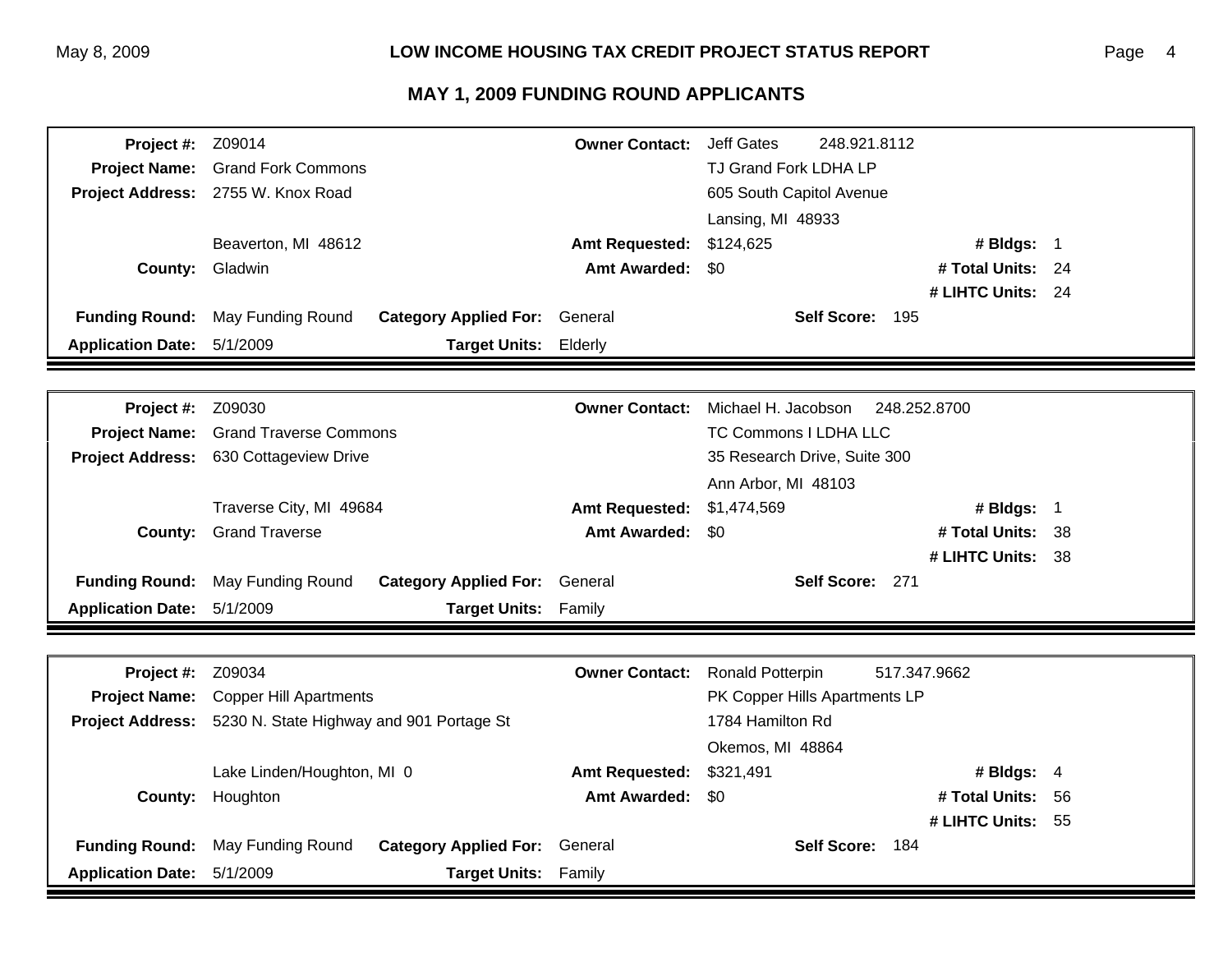## LOW INCOME HOUSING TAX CREDIT PROJECT STATUS REPORT

## MAY 1, 2009 FUNDING ROUND APPLICANTS

| | | | | | |
|---|---|---|---|---|---|
| **Project #:** | Z09014 | **Owner Contact:** | Jeff Gates 248.921.8112 | | |
| **Project Name:** | Grand Fork Commons | | TJ Grand Fork LDHA LP | | |
| **Project Address:** | 2755 W. Knox Road | | 605 South Capitol Avenue | | |
| | | | Lansing, MI 48933 | | |
| | Beaverton, MI 48612 | **Amt Requested:** | $124,625 | **# Bldgs:** | 1 |
| **County:** | Gladwin | **Amt Awarded:** | $0 | **# Total Units:** | 24 |
| | | | | **# LIHTC Units:** | 24 |
| **Funding Round:** | May Funding Round | **Category Applied For:** | General | **Self Score:** | 195 |
| **Application Date:** | 5/1/2009 | **Target Units:** | Elderly | | |

| | | | | | |
|---|---|---|---|---|---|
| **Project #:** | Z09030 | **Owner Contact:** | Michael H. Jacobson 248.252.8700 | | |
| **Project Name:** | Grand Traverse Commons | | TC Commons I LDHA LLC | | |
| **Project Address:** | 630 Cottageview Drive | | 35 Research Drive, Suite 300 | | |
| | | | Ann Arbor, MI 48103 | | |
| | Traverse City, MI 49684 | **Amt Requested:** | $1,474,569 | **# Bldgs:** | 1 |
| **County:** | Grand Traverse | **Amt Awarded:** | $0 | **# Total Units:** | 38 |
| | | | | **# LIHTC Units:** | 38 |
| **Funding Round:** | May Funding Round | **Category Applied For:** | General | **Self Score:** | 271 |
| **Application Date:** | 5/1/2009 | **Target Units:** | Family | | |

| | | | | | |
|---|---|---|---|---|---|
| **Project #:** | Z09034 | **Owner Contact:** | Ronald Potterpin 517.347.9662 | | |
| **Project Name:** | Copper Hill Apartments | | PK Copper Hills Apartments LP | | |
| **Project Address:** | 5230 N. State Highway and 901 Portage St | | 1784 Hamilton Rd | | |
| | | | Okemos, MI 48864 | | |
| | Lake Linden/Houghton, MI 0 | **Amt Requested:** | $321,491 | **# Bldgs:** | 4 |
| **County:** | Houghton | **Amt Awarded:** | $0 | **# Total Units:** | 56 |
| | | | | **# LIHTC Units:** | 55 |
| **Funding Round:** | May Funding Round | **Category Applied For:** | General | **Self Score:** | 184 |
| **Application Date:** | 5/1/2009 | **Target Units:** | Family | | |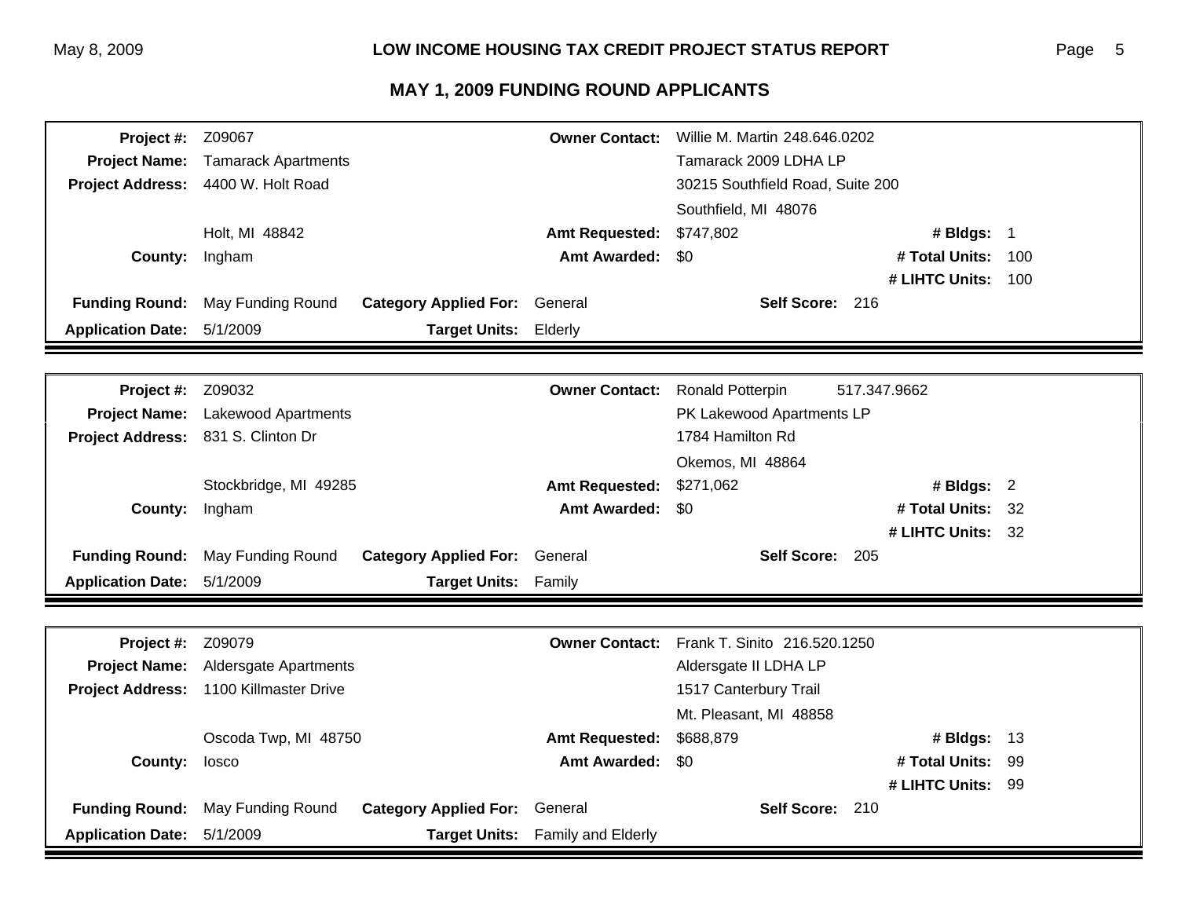## LOW INCOME HOUSING TAX CREDIT PROJECT STATUS REPORT

## MAY 1, 2009 FUNDING ROUND APPLICANTS

| | | | | | | |
|---|---|---|---|---|---|---|
| **Project #:** | Z09067 | | **Owner Contact:** | Willie M. Martin 248.646.0202 | | |
| **Project Name:** | Tamarack Apartments | | | Tamarack 2009 LDHA LP | | |
| **Project Address:** | 4400 W. Holt Road | | | 30215 Southfield Road, Suite 200 | | |
| | | | | Southfield, MI 48076 | | |
| | Holt, MI 48842 | | **Amt Requested:** | $747,802 | **# Bldgs:** | 1 |
| **County:** | Ingham | | **Amt Awarded:** | $0 | **# Total Units:** | 100 |
| | | | | | **# LIHTC Units:** | 100 |
| **Funding Round:** | May Funding Round | **Category Applied For:** | General | **Self Score:** 216 | | |
| **Application Date:** | 5/1/2009 | **Target Units:** | Elderly | | | |

| | | | | | | |
|---|---|---|---|---|---|---|
| **Project #:** | Z09032 | | **Owner Contact:** | Ronald Potterpin 517.347.9662 | | |
| **Project Name:** | Lakewood Apartments | | | PK Lakewood Apartments LP | | |
| **Project Address:** | 831 S. Clinton Dr | | | 1784 Hamilton Rd | | |
| | | | | Okemos, MI 48864 | | |
| | Stockbridge, MI 49285 | | **Amt Requested:** | $271,062 | **# Bldgs:** | 2 |
| **County:** | Ingham | | **Amt Awarded:** | $0 | **# Total Units:** | 32 |
| | | | | | **# LIHTC Units:** | 32 |
| **Funding Round:** | May Funding Round | **Category Applied For:** | General | **Self Score:** 205 | | |
| **Application Date:** | 5/1/2009 | **Target Units:** | Family | | | |

| | | | | | | |
|---|---|---|---|---|---|---|
| **Project #:** | Z09079 | | **Owner Contact:** | Frank T. Sinito 216.520.1250 | | |
| **Project Name:** | Aldersgate Apartments | | | Aldersgate II LDHA LP | | |
| **Project Address:** | 1100 Killmaster Drive | | | 1517 Canterbury Trail | | |
| | | | | Mt. Pleasant, MI 48858 | | |
| | Oscoda Twp, MI 48750 | | **Amt Requested:** | $688,879 | **# Bldgs:** | 13 |
| **County:** | Iosco | | **Amt Awarded:** | $0 | **# Total Units:** | 99 |
| | | | | | **# LIHTC Units:** | 99 |
| **Funding Round:** | May Funding Round | **Category Applied For:** | General | **Self Score:** 210 | | |
| **Application Date:** | 5/1/2009 | **Target Units:** | Family and Elderly | | | |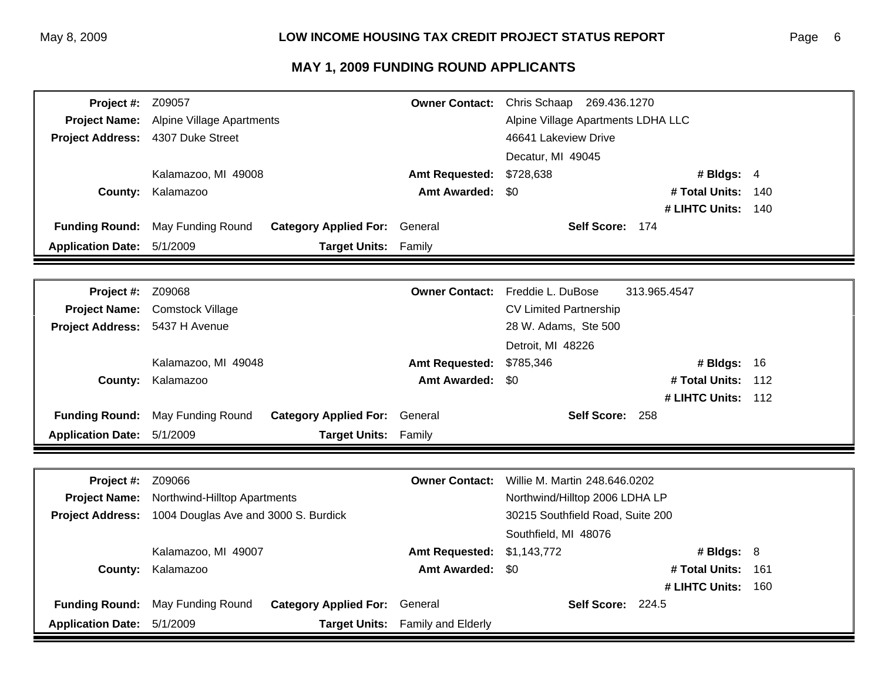## LOW INCOME HOUSING TAX CREDIT PROJECT STATUS REPORT

## MAY 1, 2009 FUNDING ROUND APPLICANTS

| | | | |
|---|---|---|---|
| **Project #:** | Z09057 | **Owner Contact:** | Chris Schaap 269.436.1270 |
| **Project Name:** | Alpine Village Apartments | | Alpine Village Apartments LDHA LLC |
| **Project Address:** | 4307 Duke Street | | 46641 Lakeview Drive |
| | | | Decatur, MI 49045 |
| | Kalamazoo, MI 49008 | **Amt Requested:** | $728,638 |
| **County:** | Kalamazoo | **Amt Awarded:** | $0 |
| **# Bldgs:** | 4 | **# Total Units:** | 140 |
| **# LIHTC Units:** | 140 | | |
| **Funding Round:** | May Funding Round | **Category Applied For:** | General |
| **Self Score:** | 174 | | |
| **Application Date:** | 5/1/2009 | **Target Units:** | Family |

| | | | |
|---|---|---|---|
| **Project #:** | Z09068 | **Owner Contact:** | Freddie L. DuBose 313.965.4547 |
| **Project Name:** | Comstock Village | | CV Limited Partnership |
| **Project Address:** | 5437 H Avenue | | 28 W. Adams, Ste 500 |
| | | | Detroit, MI 48226 |
| | Kalamazoo, MI 49048 | **Amt Requested:** | $785,346 |
| **County:** | Kalamazoo | **Amt Awarded:** | $0 |
| **# Bldgs:** | 16 | **# Total Units:** | 112 |
| **# LIHTC Units:** | 112 | | |
| **Funding Round:** | May Funding Round | **Category Applied For:** | General |
| **Self Score:** | 258 | | |
| **Application Date:** | 5/1/2009 | **Target Units:** | Family |

| | | | |
|---|---|---|---|
| **Project #:** | Z09066 | **Owner Contact:** | Willie M. Martin 248.646.0202 |
| **Project Name:** | Northwind-Hilltop Apartments | | Northwind/Hilltop 2006 LDHA LP |
| **Project Address:** | 1004 Douglas Ave and 3000 S. Burdick | | 30215 Southfield Road, Suite 200 |
| | | | Southfield, MI 48076 |
| | Kalamazoo, MI 49007 | **Amt Requested:** | $1,143,772 |
| **County:** | Kalamazoo | **Amt Awarded:** | $0 |
| **# Bldgs:** | 8 | **# Total Units:** | 161 |
| **# LIHTC Units:** | 160 | | |
| **Funding Round:** | May Funding Round | **Category Applied For:** | General |
| **Self Score:** | 224.5 | | |
| **Application Date:** | 5/1/2009 | **Target Units:** | Family and Elderly |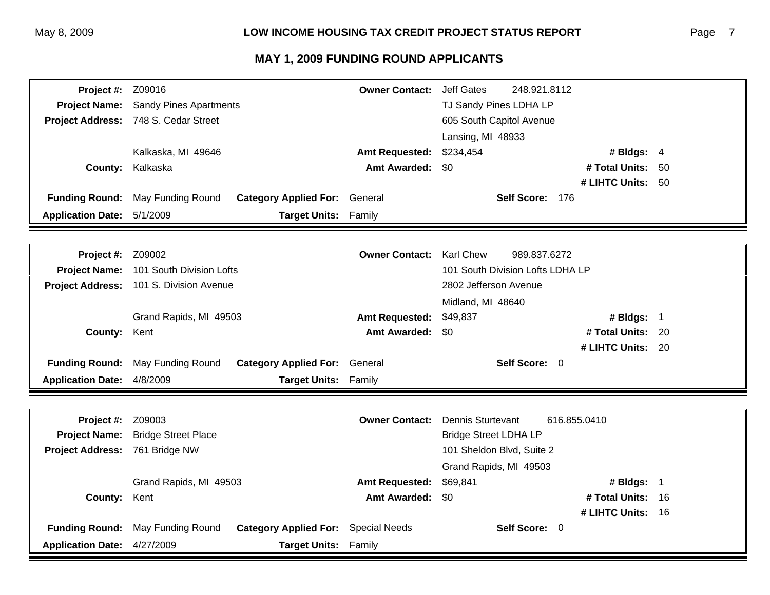## MAY 1, 2009 FUNDING ROUND APPLICANTS

| | | | | | |
|---|---|---|---|---|---|
| **Project #:** | Z09016 | **Owner Contact:** | Jeff Gates 248.921.8112 | | |
| **Project Name:** | Sandy Pines Apartments | | TJ Sandy Pines LDHA LP | | |
| **Project Address:** | 748 S. Cedar Street | | 605 South Capitol Avenue | | |
| | | | Lansing, MI 48933 | | |
| | Kalkaska, MI 49646 | **Amt Requested:** | $234,454 | **# Bldgs:** | 4 |
| **County:** | Kalkaska | **Amt Awarded:** | $0 | **# Total Units:** | 50 |
| | | | | **# LIHTC Units:** | 50 |
| **Funding Round:** | May Funding Round | **Category Applied For:** | General | **Self Score:** | 176 |
| **Application Date:** | 5/1/2009 | **Target Units:** | Family | | |

| | | | | | |
|---|---|---|---|---|---|
| **Project #:** | Z09002 | **Owner Contact:** | Karl Chew 989.837.6272 | | |
| **Project Name:** | 101 South Division Lofts | | 101 South Division Lofts LDHA LP | | |
| **Project Address:** | 101 S. Division Avenue | | 2802 Jefferson Avenue | | |
| | | | Midland, MI 48640 | | |
| | Grand Rapids, MI 49503 | **Amt Requested:** | $49,837 | **# Bldgs:** | 1 |
| **County:** | Kent | **Amt Awarded:** | $0 | **# Total Units:** | 20 |
| | | | | **# LIHTC Units:** | 20 |
| **Funding Round:** | May Funding Round | **Category Applied For:** | General | **Self Score:** | 0 |
| **Application Date:** | 4/8/2009 | **Target Units:** | Family | | |

| | | | | | |
|---|---|---|---|---|---|
| **Project #:** | Z09003 | **Owner Contact:** | Dennis Sturtevant 616.855.0410 | | |
| **Project Name:** | Bridge Street Place | | Bridge Street LDHA LP | | |
| **Project Address:** | 761 Bridge NW | | 101 Sheldon Blvd, Suite 2 | | |
| | | | Grand Rapids, MI 49503 | | |
| | Grand Rapids, MI 49503 | **Amt Requested:** | $69,841 | **# Bldgs:** | 1 |
| **County:** | Kent | **Amt Awarded:** | $0 | **# Total Units:** | 16 |
| | | | | **# LIHTC Units:** | 16 |
| **Funding Round:** | May Funding Round | **Category Applied For:** | Special Needs | **Self Score:** | 0 |
| **Application Date:** | 4/27/2009 | **Target Units:** | Family | | |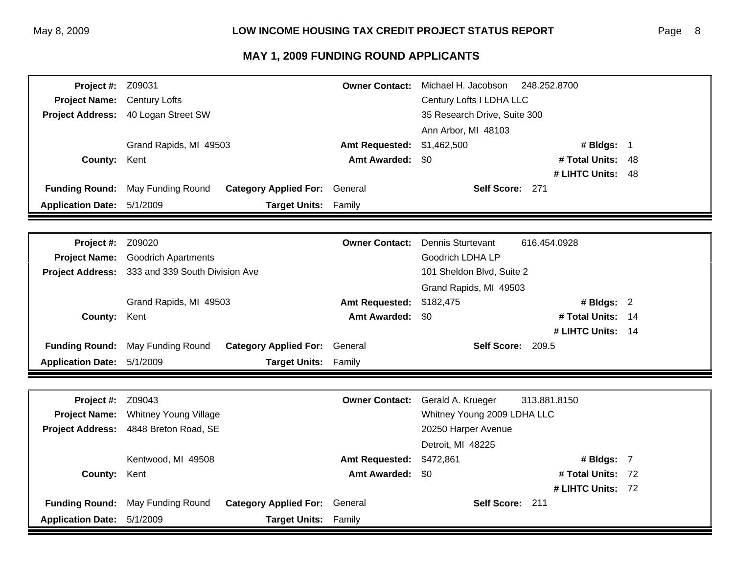## MAY 1, 2009 FUNDING ROUND APPLICANTS

| | | | |
|---|---|---|---|
| **Project #:** | Z09031 | **Owner Contact:** | Michael H. Jacobson 248.252.8700 |
| **Project Name:** | Century Lofts | | Century Lofts I LDHA LLC |
| **Project Address:** | 40 Logan Street SW | | 35 Research Drive, Suite 300 |
| | | | Ann Arbor, MI 48103 |
| | Grand Rapids, MI 49503 | **Amt Requested:** | $1,462,500 — **# Bldgs:** 1 |
| **County:** | Kent | **Amt Awarded:** | $0 — **# Total Units:** 48 |
| | | | **# LIHTC Units:** 48 |
| **Funding Round:** | May Funding Round | **Category Applied For:** | General — **Self Score:** 271 |
| **Application Date:** | 5/1/2009 | **Target Units:** | Family |

| | | | |
|---|---|---|---|
| **Project #:** | Z09020 | **Owner Contact:** | Dennis Sturtevant 616.454.0928 |
| **Project Name:** | Goodrich Apartments | | Goodrich LDHA LP |
| **Project Address:** | 333 and 339 South Division Ave | | 101 Sheldon Blvd, Suite 2 |
| | | | Grand Rapids, MI 49503 |
| | Grand Rapids, MI 49503 | **Amt Requested:** | $182,475 — **# Bldgs:** 2 |
| **County:** | Kent | **Amt Awarded:** | $0 — **# Total Units:** 14 |
| | | | **# LIHTC Units:** 14 |
| **Funding Round:** | May Funding Round | **Category Applied For:** | General — **Self Score:** 209.5 |
| **Application Date:** | 5/1/2009 | **Target Units:** | Family |

| | | | |
|---|---|---|---|
| **Project #:** | Z09043 | **Owner Contact:** | Gerald A. Krueger 313.881.8150 |
| **Project Name:** | Whitney Young Village | | Whitney Young 2009 LDHA LLC |
| **Project Address:** | 4848 Breton Road, SE | | 20250 Harper Avenue |
| | | | Detroit, MI 48225 |
| | Kentwood, MI 49508 | **Amt Requested:** | $472,861 — **# Bldgs:** 7 |
| **County:** | Kent | **Amt Awarded:** | $0 — **# Total Units:** 72 |
| | | | **# LIHTC Units:** 72 |
| **Funding Round:** | May Funding Round | **Category Applied For:** | General — **Self Score:** 211 |
| **Application Date:** | 5/1/2009 | **Target Units:** | Family |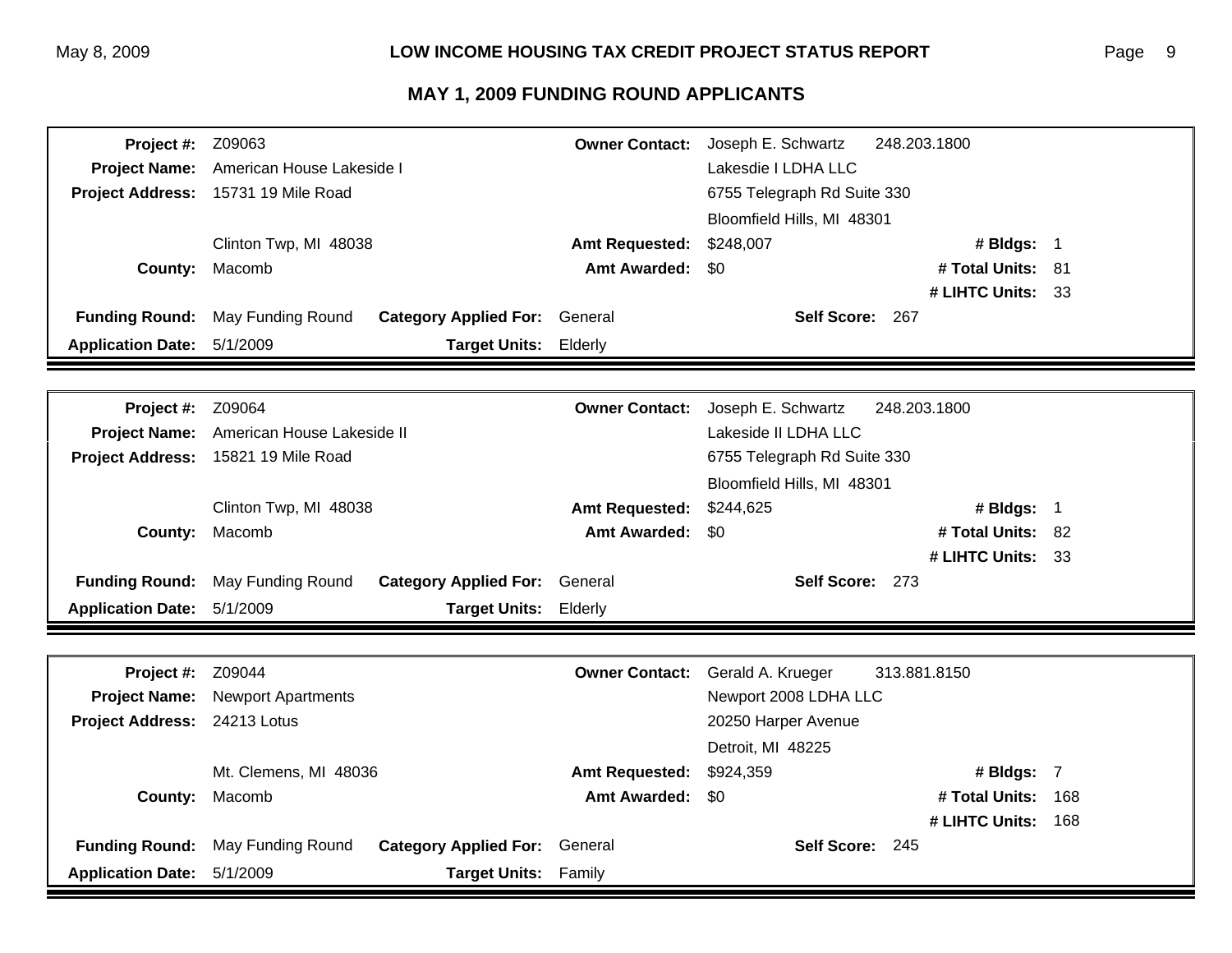## MAY 1, 2009 FUNDING ROUND APPLICANTS

**Project #:** Z09063  
**Project Name:** American House Lakeside I  
**Project Address:** 15731 19 Mile Road  
Clinton Twp, MI 48038  
**County:** Macomb  
**Funding Round:** May Funding Round  
**Application Date:** 5/1/2009  
**Category Applied For:** General  
**Target Units:** Elderly  
**Owner Contact:** Joseph E. Schwartz 248.203.1800  
Lakesdie I LDHA LLC  
6755 Telegraph Rd Suite 330  
Bloomfield Hills, MI 48301  
**Amt Requested:** $248,007  
**Amt Awarded:** $0  
**Self Score:** 267  
**# Bldgs:** 1  
**# Total Units:** 81  
**# LIHTC Units:** 33

---

**Project #:** Z09064  
**Project Name:** American House Lakeside II  
**Project Address:** 15821 19 Mile Road  
Clinton Twp, MI 48038  
**County:** Macomb  
**Funding Round:** May Funding Round  
**Application Date:** 5/1/2009  
**Category Applied For:** General  
**Target Units:** Elderly  
**Owner Contact:** Joseph E. Schwartz 248.203.1800  
Lakeside II LDHA LLC  
6755 Telegraph Rd Suite 330  
Bloomfield Hills, MI 48301  
**Amt Requested:** $244,625  
**Amt Awarded:** $0  
**Self Score:** 273  
**# Bldgs:** 1  
**# Total Units:** 82  
**# LIHTC Units:** 33

---

**Project #:** Z09044  
**Project Name:** Newport Apartments  
**Project Address:** 24213 Lotus  
Mt. Clemens, MI 48036  
**County:** Macomb  
**Funding Round:** May Funding Round  
**Application Date:** 5/1/2009  
**Category Applied For:** General  
**Target Units:** Family  
**Owner Contact:** Gerald A. Krueger 313.881.8150  
Newport 2008 LDHA LLC  
20250 Harper Avenue  
Detroit, MI 48225  
**Amt Requested:** $924,359  
**Amt Awarded:** $0  
**Self Score:** 245  
**# Bldgs:** 7  
**# Total Units:** 168  
**# LIHTC Units:** 168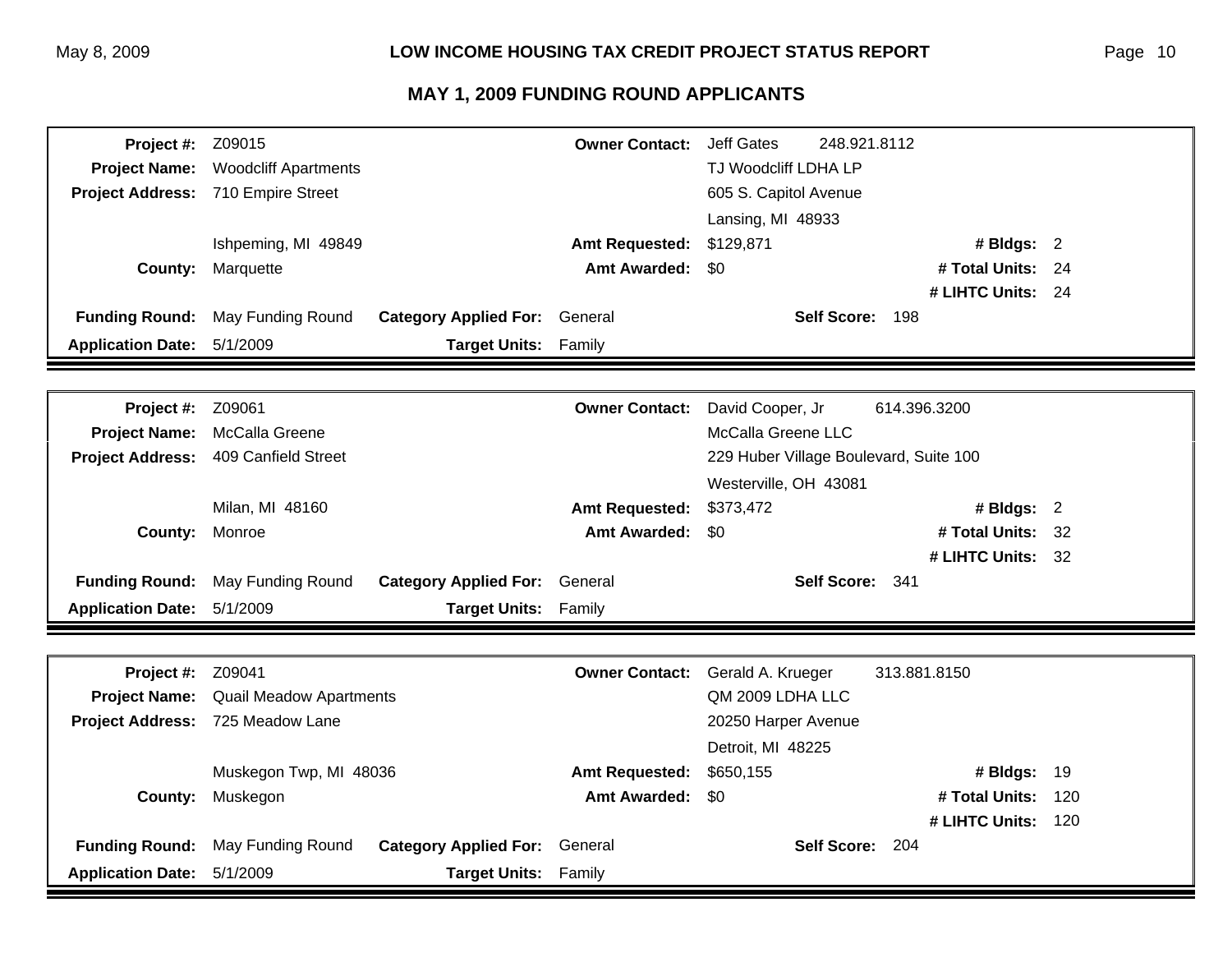# LOW INCOME HOUSING TAX CREDIT PROJECT STATUS REPORT

## MAY 1, 2009 FUNDING ROUND APPLICANTS

| | | | | | | | |
|---|---|---|---|---|---|---|---|
| **Project #:** | Z09015 | | **Owner Contact:** | Jeff Gates | 248.921.8112 | | |
| **Project Name:** | Woodcliff Apartments | | | TJ Woodcliff LDHA LP | | | |
| **Project Address:** | 710 Empire Street | | | 605 S. Capitol Avenue | | | |
| | | | | Lansing, MI 48933 | | | |
| | Ishpeming, MI 49849 | | **Amt Requested:** | $129,871 | | **# Bldgs:** | 2 |
| **County:** | Marquette | | **Amt Awarded:** | $0 | | **# Total Units:** | 24 |
| | | | | | | **# LIHTC Units:** | 24 |
| **Funding Round:** | May Funding Round | **Category Applied For:** | General | | **Self Score:** 198 | | |
| **Application Date:** | 5/1/2009 | **Target Units:** | Family | | | | |

| | | | | | | | |
|---|---|---|---|---|---|---|---|
| **Project #:** | Z09061 | | **Owner Contact:** | David Cooper, Jr | 614.396.3200 | | |
| **Project Name:** | McCalla Greene | | | McCalla Greene LLC | | | |
| **Project Address:** | 409 Canfield Street | | | 229 Huber Village Boulevard, Suite 100 | | | |
| | | | | Westerville, OH 43081 | | | |
| | Milan, MI 48160 | | **Amt Requested:** | $373,472 | | **# Bldgs:** | 2 |
| **County:** | Monroe | | **Amt Awarded:** | $0 | | **# Total Units:** | 32 |
| | | | | | | **# LIHTC Units:** | 32 |
| **Funding Round:** | May Funding Round | **Category Applied For:** | General | | **Self Score:** 341 | | |
| **Application Date:** | 5/1/2009 | **Target Units:** | Family | | | | |

| | | | | | | | |
|---|---|---|---|---|---|---|---|
| **Project #:** | Z09041 | | **Owner Contact:** | Gerald A. Krueger | 313.881.8150 | | |
| **Project Name:** | Quail Meadow Apartments | | | QM 2009 LDHA LLC | | | |
| **Project Address:** | 725 Meadow Lane | | | 20250 Harper Avenue | | | |
| | | | | Detroit, MI 48225 | | | |
| | Muskegon Twp, MI 48036 | | **Amt Requested:** | $650,155 | | **# Bldgs:** | 19 |
| **County:** | Muskegon | | **Amt Awarded:** | $0 | | **# Total Units:** | 120 |
| | | | | | | **# LIHTC Units:** | 120 |
| **Funding Round:** | May Funding Round | **Category Applied For:** | General | | **Self Score:** 204 | | |
| **Application Date:** | 5/1/2009 | **Target Units:** | Family | | | | |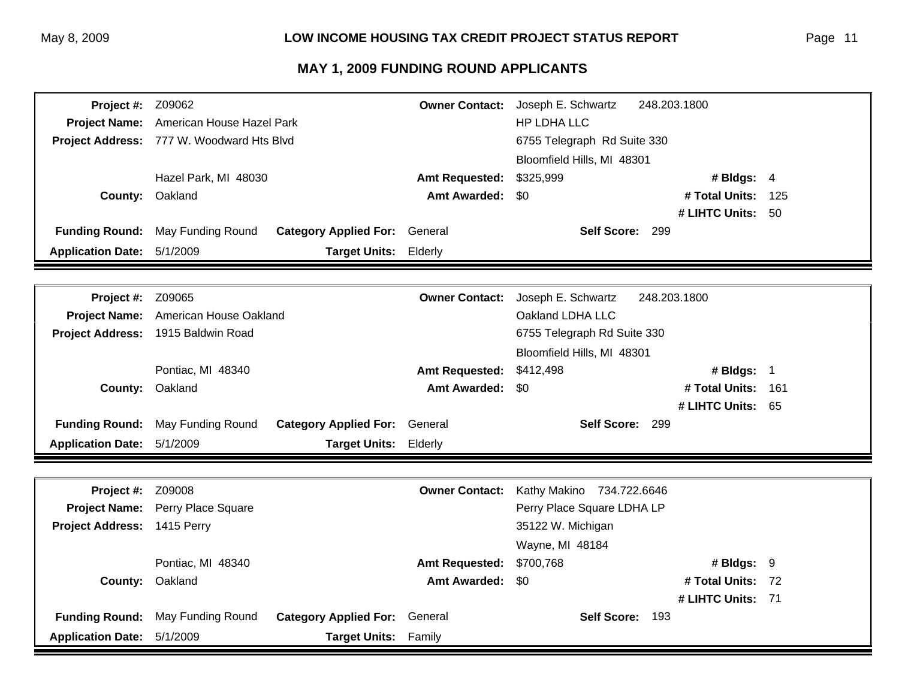## MAY 1, 2009 FUNDING ROUND APPLICANTS

| | | | |
|---|---|---|---|
| **Project #:** | Z09062 | **Owner Contact:** | Joseph E. Schwartz 248.203.1800 |
| **Project Name:** | American House Hazel Park | | HP LDHA LLC |
| **Project Address:** | 777 W. Woodward Hts Blvd | | 6755 Telegraph Rd Suite 330 |
| | | | Bloomfield Hills, MI 48301 |
| | Hazel Park, MI 48030 | **Amt Requested:** | $325,999 — **# Bldgs:** 4 |
| **County:** | Oakland | **Amt Awarded:** | $0 — **# Total Units:** 125 |
| | | | **# LIHTC Units:** 50 |
| **Funding Round:** | May Funding Round | **Category Applied For:** | General — **Self Score:** 299 |
| **Application Date:** | 5/1/2009 | **Target Units:** | Elderly |

| | | | |
|---|---|---|---|
| **Project #:** | Z09065 | **Owner Contact:** | Joseph E. Schwartz 248.203.1800 |
| **Project Name:** | American House Oakland | | Oakland LDHA LLC |
| **Project Address:** | 1915 Baldwin Road | | 6755 Telegraph Rd Suite 330 |
| | | | Bloomfield Hills, MI 48301 |
| | Pontiac, MI 48340 | **Amt Requested:** | $412,498 — **# Bldgs:** 1 |
| **County:** | Oakland | **Amt Awarded:** | $0 — **# Total Units:** 161 |
| | | | **# LIHTC Units:** 65 |
| **Funding Round:** | May Funding Round | **Category Applied For:** | General — **Self Score:** 299 |
| **Application Date:** | 5/1/2009 | **Target Units:** | Elderly |

| | | | |
|---|---|---|---|
| **Project #:** | Z09008 | **Owner Contact:** | Kathy Makino 734.722.6646 |
| **Project Name:** | Perry Place Square | | Perry Place Square LDHA LP |
| **Project Address:** | 1415 Perry | | 35122 W. Michigan |
| | | | Wayne, MI 48184 |
| | Pontiac, MI 48340 | **Amt Requested:** | $700,768 — **# Bldgs:** 9 |
| **County:** | Oakland | **Amt Awarded:** | $0 — **# Total Units:** 72 |
| | | | **# LIHTC Units:** 71 |
| **Funding Round:** | May Funding Round | **Category Applied For:** | General — **Self Score:** 193 |
| **Application Date:** | 5/1/2009 | **Target Units:** | Family |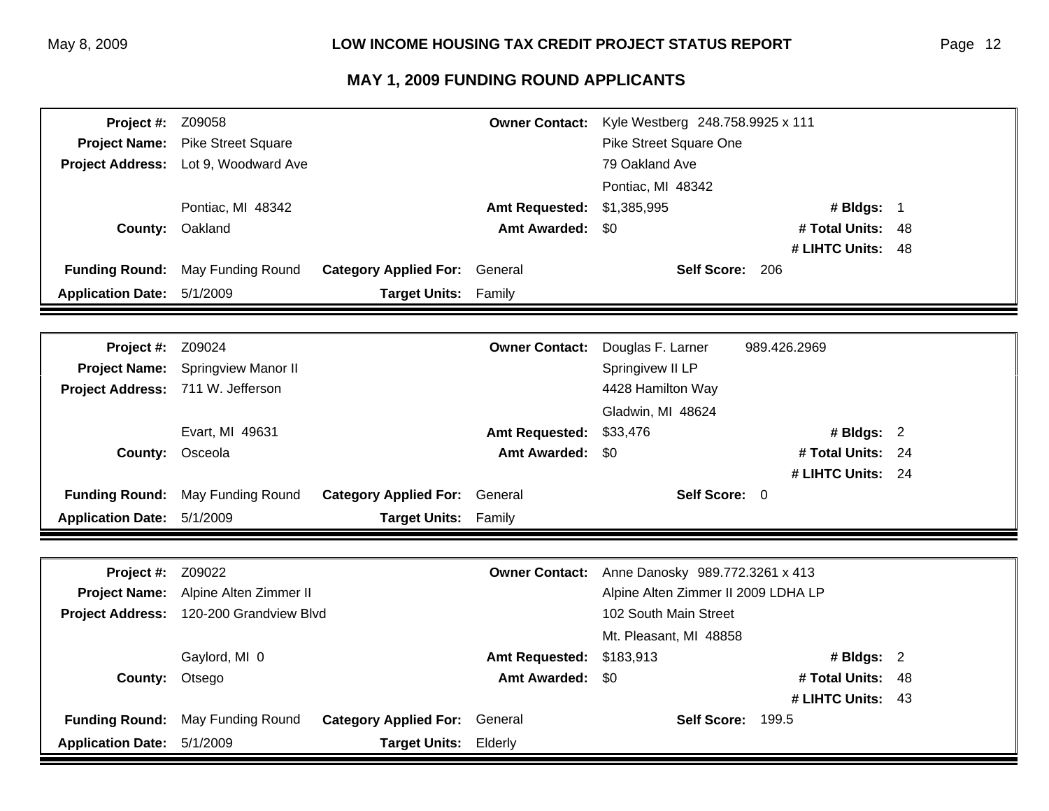## MAY 1, 2009 FUNDING ROUND APPLICANTS

| | | | | | | |
|---|---|---|---|---|---|---|
| **Project #:** | Z09058 | | **Owner Contact:** | Kyle Westberg 248.758.9925 x 111 | | |
| **Project Name:** | Pike Street Square | | | Pike Street Square One | | |
| **Project Address:** | Lot 9, Woodward Ave | | | 79 Oakland Ave | | |
| | | | | Pontiac, MI 48342 | | |
| | Pontiac, MI 48342 | | **Amt Requested:** | $1,385,995 | **# Bldgs:** | 1 |
| **County:** | Oakland | | **Amt Awarded:** | $0 | **# Total Units:** | 48 |
| | | | | | **# LIHTC Units:** | 48 |
| **Funding Round:** | May Funding Round | **Category Applied For:** | General | **Self Score:** 206 | | |
| **Application Date:** | 5/1/2009 | **Target Units:** | Family | | | |

| | | | | | | |
|---|---|---|---|---|---|---|
| **Project #:** | Z09024 | | **Owner Contact:** | Douglas F. Larner 989.426.2969 | | |
| **Project Name:** | Springview Manor II | | | Springivew II LP | | |
| **Project Address:** | 711 W. Jefferson | | | 4428 Hamilton Way | | |
| | | | | Gladwin, MI 48624 | | |
| | Evart, MI 49631 | | **Amt Requested:** | $33,476 | **# Bldgs:** | 2 |
| **County:** | Osceola | | **Amt Awarded:** | $0 | **# Total Units:** | 24 |
| | | | | | **# LIHTC Units:** | 24 |
| **Funding Round:** | May Funding Round | **Category Applied For:** | General | **Self Score:** 0 | | |
| **Application Date:** | 5/1/2009 | **Target Units:** | Family | | | |

| | | | | | | |
|---|---|---|---|---|---|---|
| **Project #:** | Z09022 | | **Owner Contact:** | Anne Danosky 989.772.3261 x 413 | | |
| **Project Name:** | Alpine Alten Zimmer II | | | Alpine Alten Zimmer II 2009 LDHA LP | | |
| **Project Address:** | 120-200 Grandview Blvd | | | 102 South Main Street | | |
| | | | | Mt. Pleasant, MI 48858 | | |
| | Gaylord, MI 0 | | **Amt Requested:** | $183,913 | **# Bldgs:** | 2 |
| **County:** | Otsego | | **Amt Awarded:** | $0 | **# Total Units:** | 48 |
| | | | | | **# LIHTC Units:** | 43 |
| **Funding Round:** | May Funding Round | **Category Applied For:** | General | **Self Score:** 199.5 | | |
| **Application Date:** | 5/1/2009 | **Target Units:** | Elderly | | | |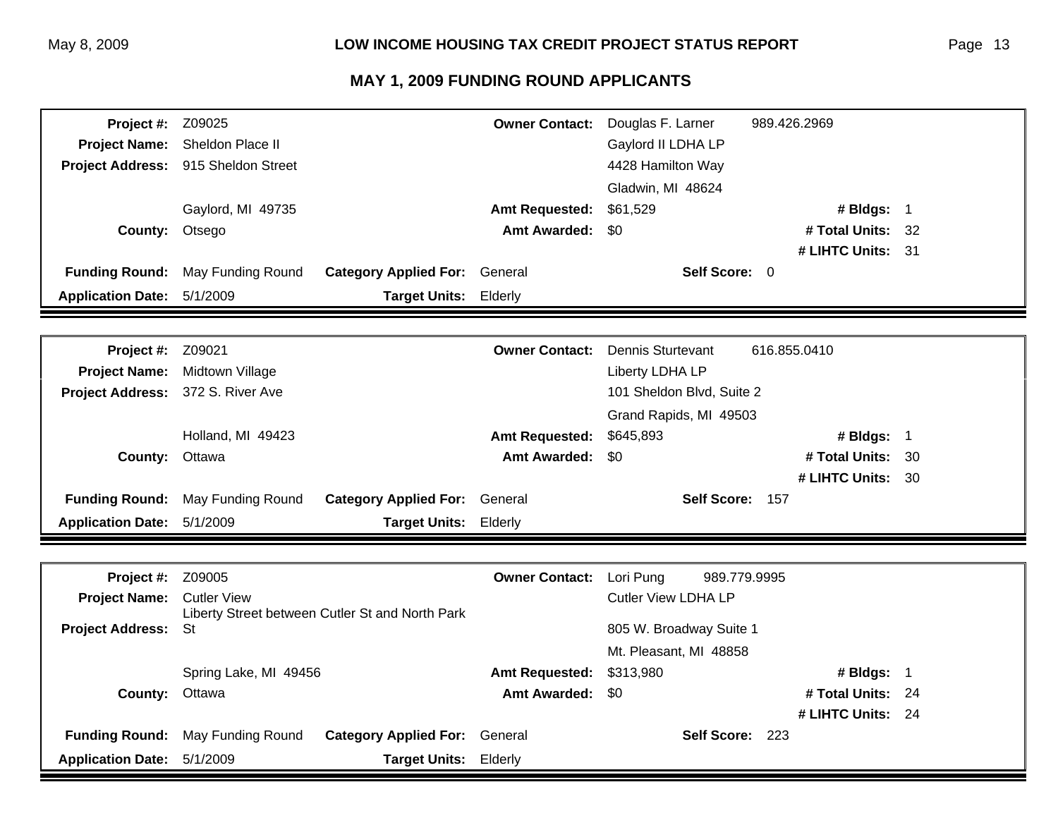## MAY 1, 2009 FUNDING ROUND APPLICANTS

| | | | | | | | |
|---|---|---|---|---|---|---|---|
| **Project #:** | Z09025 | | **Owner Contact:** | Douglas F. Larner | 989.426.2969 | | |
| **Project Name:** | Sheldon Place II | | | Gaylord II LDHA LP | | | |
| **Project Address:** | 915 Sheldon Street | | | 4428 Hamilton Way | | | |
| | | | | Gladwin, MI 48624 | | | |
| | Gaylord, MI 49735 | | **Amt Requested:** | $61,529 | | **# Bldgs:** | 1 |
| **County:** | Otsego | | **Amt Awarded:** | $0 | | **# Total Units:** | 32 |
| | | | | | | **# LIHTC Units:** | 31 |
| **Funding Round:** | May Funding Round | **Category Applied For:** | General | **Self Score:** | 0 | | |
| **Application Date:** | 5/1/2009 | **Target Units:** | Elderly | | | | |

| | | | | | | | |
|---|---|---|---|---|---|---|---|
| **Project #:** | Z09021 | | **Owner Contact:** | Dennis Sturtevant | 616.855.0410 | | |
| **Project Name:** | Midtown Village | | | Liberty LDHA LP | | | |
| **Project Address:** | 372 S. River Ave | | | 101 Sheldon Blvd, Suite 2 | | | |
| | | | | Grand Rapids, MI 49503 | | | |
| | Holland, MI 49423 | | **Amt Requested:** | $645,893 | | **# Bldgs:** | 1 |
| **County:** | Ottawa | | **Amt Awarded:** | $0 | | **# Total Units:** | 30 |
| | | | | | | **# LIHTC Units:** | 30 |
| **Funding Round:** | May Funding Round | **Category Applied For:** | General | **Self Score:** | 157 | | |
| **Application Date:** | 5/1/2009 | **Target Units:** | Elderly | | | | |

| | | | | | | | |
|---|---|---|---|---|---|---|---|
| **Project #:** | Z09005 | | **Owner Contact:** | Lori Pung | 989.779.9995 | | |
| **Project Name:** | Cutler View | | | Cutler View LDHA LP | | | |
| **Project Address:** | Liberty Street between Cutler St and North Park St | | | 805 W. Broadway Suite 1 | | | |
| | | | | Mt. Pleasant, MI 48858 | | | |
| | Spring Lake, MI 49456 | | **Amt Requested:** | $313,980 | | **# Bldgs:** | 1 |
| **County:** | Ottawa | | **Amt Awarded:** | $0 | | **# Total Units:** | 24 |
| | | | | | | **# LIHTC Units:** | 24 |
| **Funding Round:** | May Funding Round | **Category Applied For:** | General | **Self Score:** | 223 | | |
| **Application Date:** | 5/1/2009 | **Target Units:** | Elderly | | | | |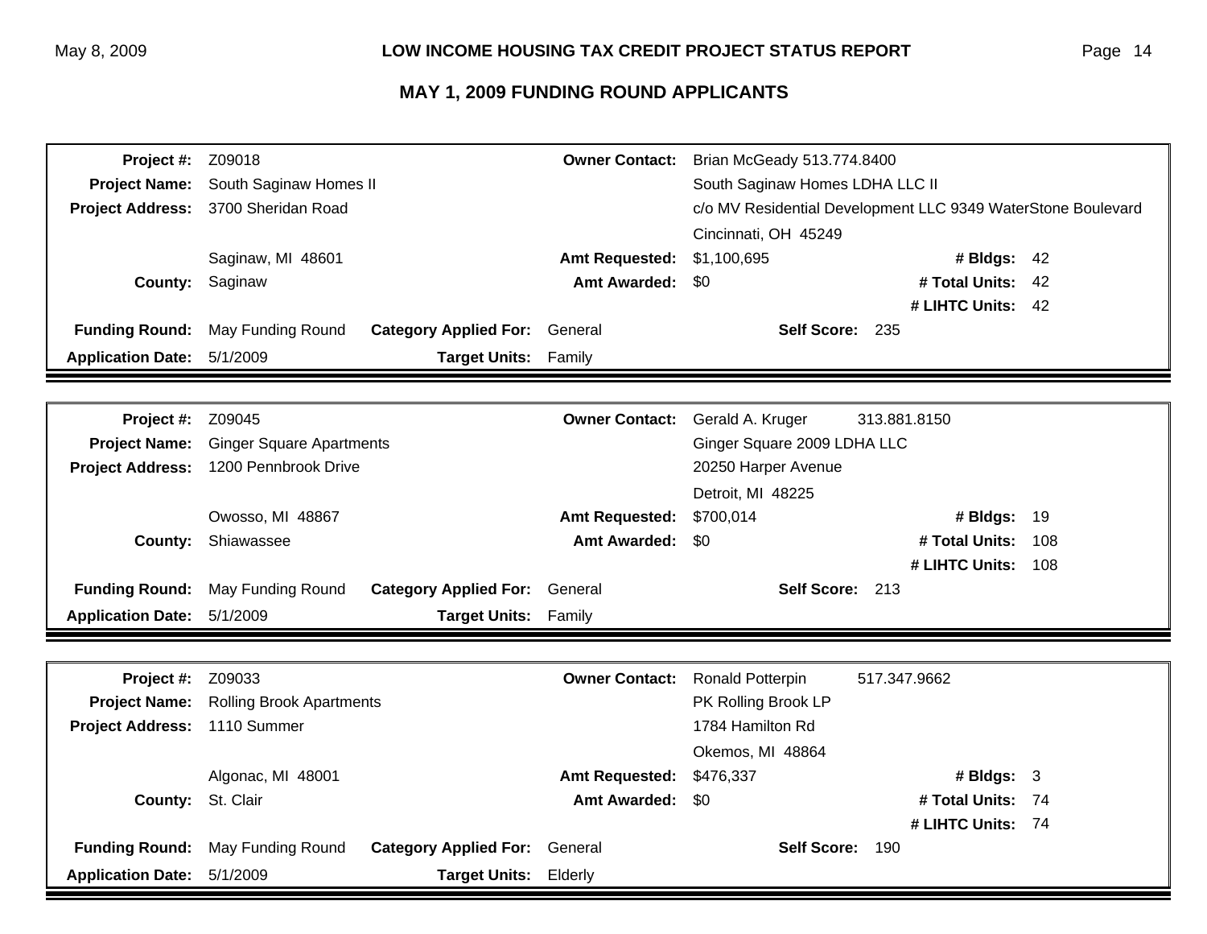## MAY 1, 2009 FUNDING ROUND APPLICANTS

| | | | |
|---|---|---|---|
| **Project #:** | Z09018 | **Owner Contact:** | Brian McGeady 513.774.8400 |
| **Project Name:** | South Saginaw Homes II | | South Saginaw Homes LDHA LLC II |
| **Project Address:** | 3700 Sheridan Road | | c/o MV Residential Development LLC 9349 WaterStone Boulevard |
| | | | Cincinnati, OH 45249 |
| | Saginaw, MI 48601 | **Amt Requested:** | $1,100,695 — **# Bldgs:** 42 |
| **County:** | Saginaw | **Amt Awarded:** | $0 — **# Total Units:** 42 |
| | | | **# LIHTC Units:** 42 |
| **Funding Round:** | May Funding Round | **Category Applied For:** | General — **Self Score:** 235 |
| **Application Date:** | 5/1/2009 | **Target Units:** | Family |

| | | | |
|---|---|---|---|
| **Project #:** | Z09045 | **Owner Contact:** | Gerald A. Kruger 313.881.8150 |
| **Project Name:** | Ginger Square Apartments | | Ginger Square 2009 LDHA LLC |
| **Project Address:** | 1200 Pennbrook Drive | | 20250 Harper Avenue |
| | | | Detroit, MI 48225 |
| | Owosso, MI 48867 | **Amt Requested:** | $700,014 — **# Bldgs:** 19 |
| **County:** | Shiawassee | **Amt Awarded:** | $0 — **# Total Units:** 108 |
| | | | **# LIHTC Units:** 108 |
| **Funding Round:** | May Funding Round | **Category Applied For:** | General — **Self Score:** 213 |
| **Application Date:** | 5/1/2009 | **Target Units:** | Family |

| | | | |
|---|---|---|---|
| **Project #:** | Z09033 | **Owner Contact:** | Ronald Potterpin 517.347.9662 |
| **Project Name:** | Rolling Brook Apartments | | PK Rolling Brook LP |
| **Project Address:** | 1110 Summer | | 1784 Hamilton Rd |
| | | | Okemos, MI 48864 |
| | Algonac, MI 48001 | **Amt Requested:** | $476,337 — **# Bldgs:** 3 |
| **County:** | St. Clair | **Amt Awarded:** | $0 — **# Total Units:** 74 |
| | | | **# LIHTC Units:** 74 |
| **Funding Round:** | May Funding Round | **Category Applied For:** | General — **Self Score:** 190 |
| **Application Date:** | 5/1/2009 | **Target Units:** | Elderly |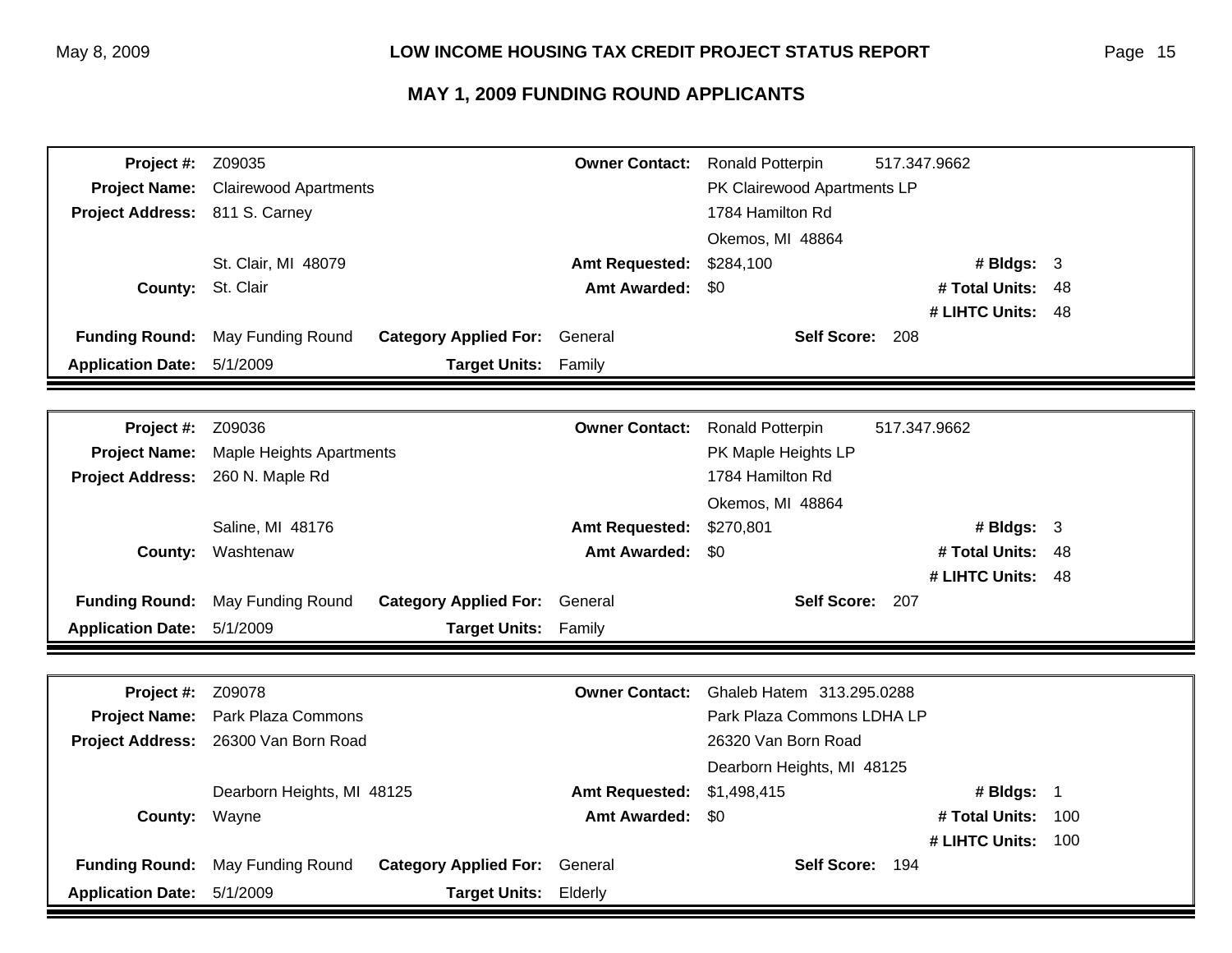## LOW INCOME HOUSING TAX CREDIT PROJECT STATUS REPORT

## MAY 1, 2009 FUNDING ROUND APPLICANTS

| | | | |
|---|---|---|---|
| **Project #:** | Z09035 | **Owner Contact:** | Ronald Potterpin 517.347.9662 |
| **Project Name:** | Clairewood Apartments | | PK Clairewood Apartments LP |
| **Project Address:** | 811 S. Carney | | 1784 Hamilton Rd |
| | | | Okemos, MI 48864 |
| | St. Clair, MI 48079 | **Amt Requested:** | $284,100 |
| **County:** | St. Clair | **Amt Awarded:** | $0 |
| **# Bldgs:** | 3 | **# Total Units:** | 48 |
| **# LIHTC Units:** | 48 | | |
| **Funding Round:** | May Funding Round | **Category Applied For:** | General |
| **Self Score:** | 208 | | |
| **Application Date:** | 5/1/2009 | **Target Units:** | Family |

| | | | |
|---|---|---|---|
| **Project #:** | Z09036 | **Owner Contact:** | Ronald Potterpin 517.347.9662 |
| **Project Name:** | Maple Heights Apartments | | PK Maple Heights LP |
| **Project Address:** | 260 N. Maple Rd | | 1784 Hamilton Rd |
| | | | Okemos, MI 48864 |
| | Saline, MI 48176 | **Amt Requested:** | $270,801 |
| **County:** | Washtenaw | **Amt Awarded:** | $0 |
| **# Bldgs:** | 3 | **# Total Units:** | 48 |
| **# LIHTC Units:** | 48 | | |
| **Funding Round:** | May Funding Round | **Category Applied For:** | General |
| **Self Score:** | 207 | | |
| **Application Date:** | 5/1/2009 | **Target Units:** | Family |

| | | | |
|---|---|---|---|
| **Project #:** | Z09078 | **Owner Contact:** | Ghaleb Hatem 313.295.0288 |
| **Project Name:** | Park Plaza Commons | | Park Plaza Commons LDHA LP |
| **Project Address:** | 26300 Van Born Road | | 26320 Van Born Road |
| | | | Dearborn Heights, MI 48125 |
| | Dearborn Heights, MI 48125 | **Amt Requested:** | $1,498,415 |
| **County:** | Wayne | **Amt Awarded:** | $0 |
| **# Bldgs:** | 1 | **# Total Units:** | 100 |
| **# LIHTC Units:** | 100 | | |
| **Funding Round:** | May Funding Round | **Category Applied For:** | General |
| **Self Score:** | 194 | | |
| **Application Date:** | 5/1/2009 | **Target Units:** | Elderly |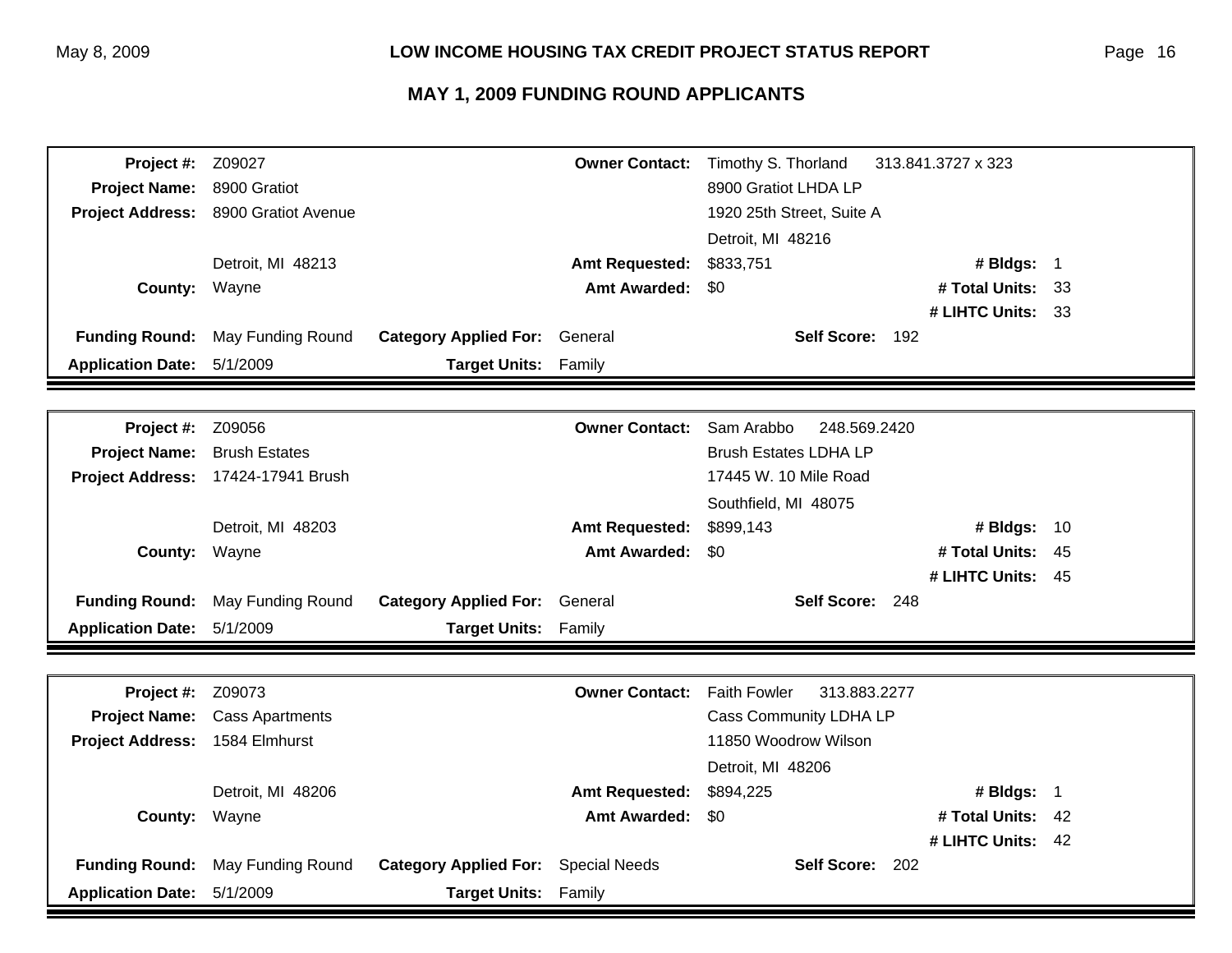## MAY 1, 2009 FUNDING ROUND APPLICANTS

| | | | | | |
|---|---|---|---|---|---|
| **Project #:** | Z09027 | **Owner Contact:** | Timothy S. Thorland 313.841.3727 x 323 | | |
| **Project Name:** | 8900 Gratiot | | 8900 Gratiot LHDA LP | | |
| **Project Address:** | 8900 Gratiot Avenue | | 1920 25th Street, Suite A | | |
| | | | Detroit, MI 48216 | | |
| | Detroit, MI 48213 | **Amt Requested:** | $833,751 | **# Bldgs:** | 1 |
| **County:** | Wayne | **Amt Awarded:** | $0 | **# Total Units:** | 33 |
| | | | | **# LIHTC Units:** | 33 |
| **Funding Round:** | May Funding Round | **Category Applied For:** | General | **Self Score:** | 192 |
| **Application Date:** | 5/1/2009 | **Target Units:** | Family | | |

| | | | | | |
|---|---|---|---|---|---|
| **Project #:** | Z09056 | **Owner Contact:** | Sam Arabbo 248.569.2420 | | |
| **Project Name:** | Brush Estates | | Brush Estates LDHA LP | | |
| **Project Address:** | 17424-17941 Brush | | 17445 W. 10 Mile Road | | |
| | | | Southfield, MI 48075 | | |
| | Detroit, MI 48203 | **Amt Requested:** | $899,143 | **# Bldgs:** | 10 |
| **County:** | Wayne | **Amt Awarded:** | $0 | **# Total Units:** | 45 |
| | | | | **# LIHTC Units:** | 45 |
| **Funding Round:** | May Funding Round | **Category Applied For:** | General | **Self Score:** | 248 |
| **Application Date:** | 5/1/2009 | **Target Units:** | Family | | |

| | | | | | |
|---|---|---|---|---|---|
| **Project #:** | Z09073 | **Owner Contact:** | Faith Fowler 313.883.2277 | | |
| **Project Name:** | Cass Apartments | | Cass Community LDHA LP | | |
| **Project Address:** | 1584 Elmhurst | | 11850 Woodrow Wilson | | |
| | | | Detroit, MI 48206 | | |
| | Detroit, MI 48206 | **Amt Requested:** | $894,225 | **# Bldgs:** | 1 |
| **County:** | Wayne | **Amt Awarded:** | $0 | **# Total Units:** | 42 |
| | | | | **# LIHTC Units:** | 42 |
| **Funding Round:** | May Funding Round | **Category Applied For:** | Special Needs | **Self Score:** | 202 |
| **Application Date:** | 5/1/2009 | **Target Units:** | Family | | |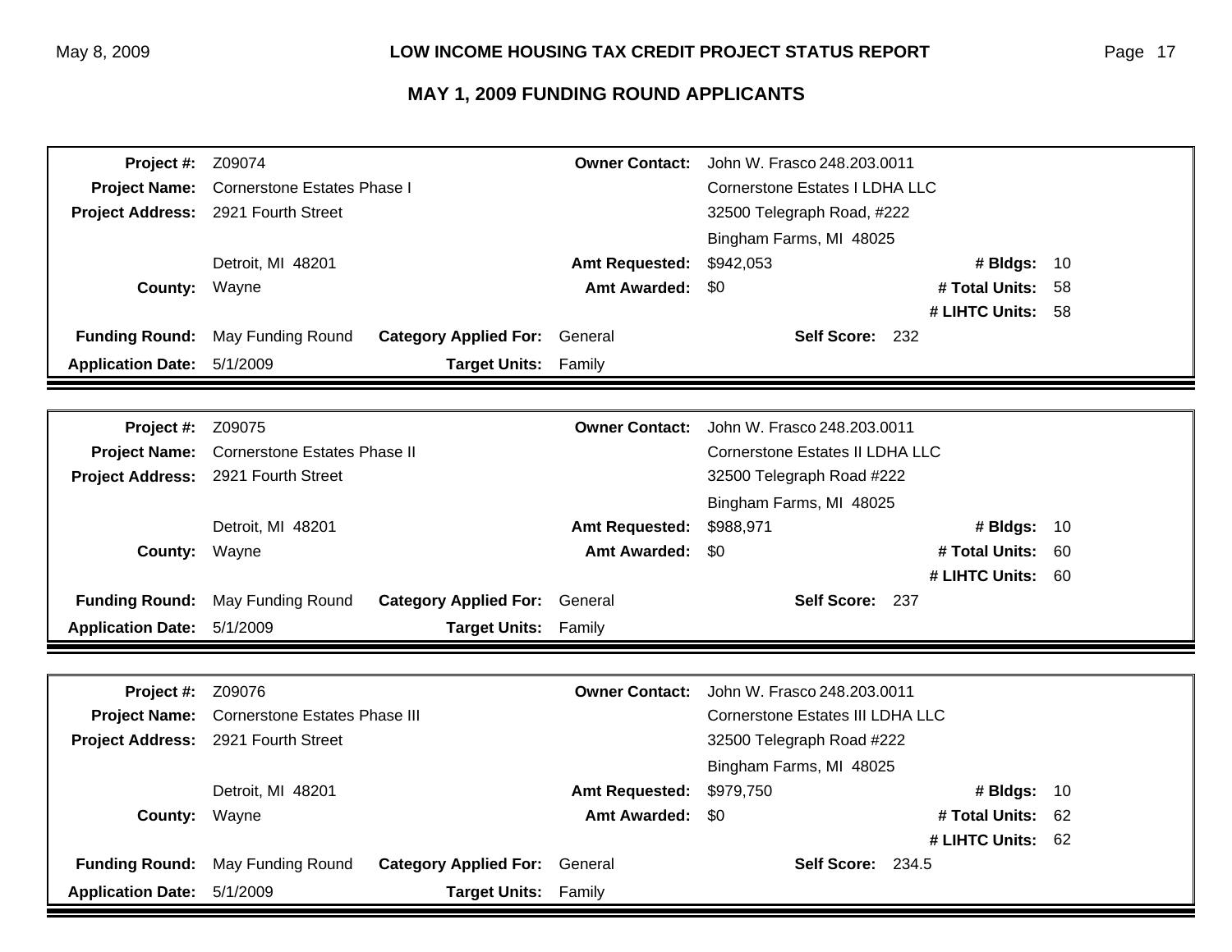## MAY 1, 2009 FUNDING ROUND APPLICANTS

| | | | |
|---|---|---|---|
| **Project #:** | Z09074 | **Owner Contact:** | John W. Frasco 248.203.0011 |
| **Project Name:** | Cornerstone Estates Phase I | | Cornerstone Estates I LDHA LLC |
| **Project Address:** | 2921 Fourth Street | | 32500 Telegraph Road, #222 |
| | | | Bingham Farms, MI 48025 |
| | Detroit, MI 48201 | **Amt Requested:** | $942,053 |
| **County:** | Wayne | **Amt Awarded:** | $0 |
| **# Bldgs:** | 10 | **# Total Units:** | 58 |
| **# LIHTC Units:** | 58 | **Self Score:** | 232 |
| **Funding Round:** | May Funding Round | **Category Applied For:** | General |
| **Application Date:** | 5/1/2009 | **Target Units:** | Family |

| | | | |
|---|---|---|---|
| **Project #:** | Z09075 | **Owner Contact:** | John W. Frasco 248.203.0011 |
| **Project Name:** | Cornerstone Estates Phase II | | Cornerstone Estates II LDHA LLC |
| **Project Address:** | 2921 Fourth Street | | 32500 Telegraph Road #222 |
| | | | Bingham Farms, MI 48025 |
| | Detroit, MI 48201 | **Amt Requested:** | $988,971 |
| **County:** | Wayne | **Amt Awarded:** | $0 |
| **# Bldgs:** | 10 | **# Total Units:** | 60 |
| **# LIHTC Units:** | 60 | **Self Score:** | 237 |
| **Funding Round:** | May Funding Round | **Category Applied For:** | General |
| **Application Date:** | 5/1/2009 | **Target Units:** | Family |

| | | | |
|---|---|---|---|
| **Project #:** | Z09076 | **Owner Contact:** | John W. Frasco 248.203.0011 |
| **Project Name:** | Cornerstone Estates Phase III | | Cornerstone Estates III LDHA LLC |
| **Project Address:** | 2921 Fourth Street | | 32500 Telegraph Road #222 |
| | | | Bingham Farms, MI 48025 |
| | Detroit, MI 48201 | **Amt Requested:** | $979,750 |
| **County:** | Wayne | **Amt Awarded:** | $0 |
| **# Bldgs:** | 10 | **# Total Units:** | 62 |
| **# LIHTC Units:** | 62 | **Self Score:** | 234.5 |
| **Funding Round:** | May Funding Round | **Category Applied For:** | General |
| **Application Date:** | 5/1/2009 | **Target Units:** | Family |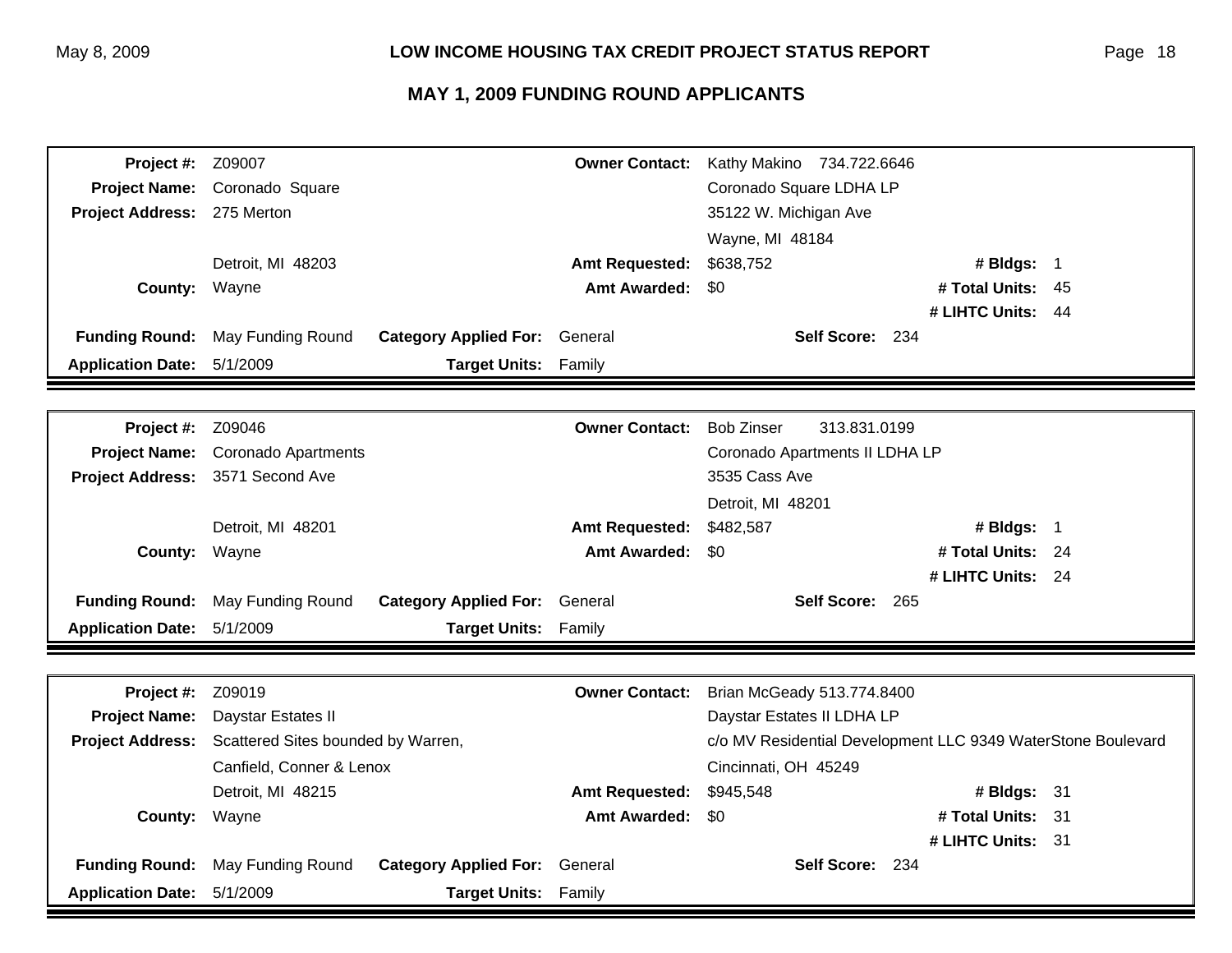# LOW INCOME HOUSING TAX CREDIT PROJECT STATUS REPORT

## MAY 1, 2009 FUNDING ROUND APPLICANTS

| | | | | | | |
|---|---|---|---|---|---|---|
| **Project #:** | Z09007 | | **Owner Contact:** | Kathy Makino 734.722.6646 | | |
| **Project Name:** | Coronado Square | | | Coronado Square LDHA LP | | |
| **Project Address:** | 275 Merton | | | 35122 W. Michigan Ave | | |
| | | | | Wayne, MI 48184 | | |
| | Detroit, MI 48203 | | **Amt Requested:** | $638,752 | **# Bldgs:** | 1 |
| **County:** | Wayne | | **Amt Awarded:** | $0 | **# Total Units:** | 45 |
| | | | | | **# LIHTC Units:** | 44 |
| **Funding Round:** | May Funding Round | **Category Applied For:** | General | **Self Score:** | 234 | |
| **Application Date:** | 5/1/2009 | **Target Units:** | Family | | | |

| | | | | | | |
|---|---|---|---|---|---|---|
| **Project #:** | Z09046 | | **Owner Contact:** | Bob Zinser 313.831.0199 | | |
| **Project Name:** | Coronado Apartments | | | Coronado Apartments II LDHA LP | | |
| **Project Address:** | 3571 Second Ave | | | 3535 Cass Ave | | |
| | | | | Detroit, MI 48201 | | |
| | Detroit, MI 48201 | | **Amt Requested:** | $482,587 | **# Bldgs:** | 1 |
| **County:** | Wayne | | **Amt Awarded:** | $0 | **# Total Units:** | 24 |
| | | | | | **# LIHTC Units:** | 24 |
| **Funding Round:** | May Funding Round | **Category Applied For:** | General | **Self Score:** | 265 | |
| **Application Date:** | 5/1/2009 | **Target Units:** | Family | | | |

| | | | | | | |
|---|---|---|---|---|---|---|
| **Project #:** | Z09019 | | **Owner Contact:** | Brian McGeady 513.774.8400 | | |
| **Project Name:** | Daystar Estates II | | | Daystar Estates II LDHA LP | | |
| **Project Address:** | Scattered Sites bounded by Warren, | | | c/o MV Residential Development LLC 9349 WaterStone Boulevard | | |
| | Canfield, Conner & Lenox | | | Cincinnati, OH 45249 | | |
| | Detroit, MI 48215 | | **Amt Requested:** | $945,548 | **# Bldgs:** | 31 |
| **County:** | Wayne | | **Amt Awarded:** | $0 | **# Total Units:** | 31 |
| | | | | | **# LIHTC Units:** | 31 |
| **Funding Round:** | May Funding Round | **Category Applied For:** | General | **Self Score:** | 234 | |
| **Application Date:** | 5/1/2009 | **Target Units:** | Family | | | |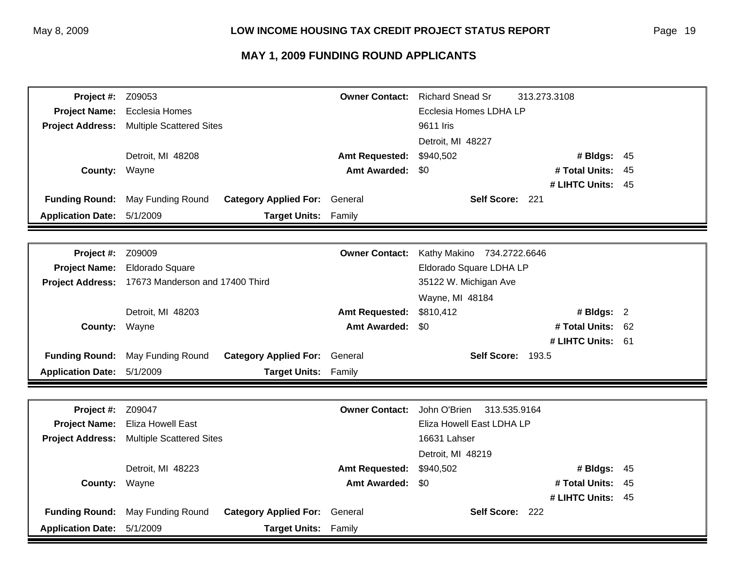## MAY 1, 2009 FUNDING ROUND APPLICANTS

| | | | |
|---|---|---|---|
| **Project #:** | Z09053 | **Owner Contact:** | Richard Snead Sr 313.273.3108 |
| **Project Name:** | Ecclesia Homes | | Ecclesia Homes LDHA LP |
| **Project Address:** | Multiple Scattered Sites | | 9611 Iris |
| | | | Detroit, MI 48227 |
| | Detroit, MI 48208 | **Amt Requested:** | $940,502 |
| **County:** | Wayne | **Amt Awarded:** | $0 |
| **# Bldgs:** | 45 | **# Total Units:** | 45 |
| **# LIHTC Units:** | 45 | | |
| **Funding Round:** | May Funding Round | **Category Applied For:** | General |
| **Self Score:** | 221 | | |
| **Application Date:** | 5/1/2009 | **Target Units:** | Family |

| | | | |
|---|---|---|---|
| **Project #:** | Z09009 | **Owner Contact:** | Kathy Makino 734.2722.6646 |
| **Project Name:** | Eldorado Square | | Eldorado Square LDHA LP |
| **Project Address:** | 17673 Manderson and 17400 Third | | 35122 W. Michigan Ave |
| | | | Wayne, MI 48184 |
| | Detroit, MI 48203 | **Amt Requested:** | $810,412 |
| **County:** | Wayne | **Amt Awarded:** | $0 |
| **# Bldgs:** | 2 | **# Total Units:** | 62 |
| **# LIHTC Units:** | 61 | | |
| **Funding Round:** | May Funding Round | **Category Applied For:** | General |
| **Self Score:** | 193.5 | | |
| **Application Date:** | 5/1/2009 | **Target Units:** | Family |

| | | | |
|---|---|---|---|
| **Project #:** | Z09047 | **Owner Contact:** | John O'Brien 313.535.9164 |
| **Project Name:** | Eliza Howell East | | Eliza Howell East LDHA LP |
| **Project Address:** | Multiple Scattered Sites | | 16631 Lahser |
| | | | Detroit, MI 48219 |
| | Detroit, MI 48223 | **Amt Requested:** | $940,502 |
| **County:** | Wayne | **Amt Awarded:** | $0 |
| **# Bldgs:** | 45 | **# Total Units:** | 45 |
| **# LIHTC Units:** | 45 | | |
| **Funding Round:** | May Funding Round | **Category Applied For:** | General |
| **Self Score:** | 222 | | |
| **Application Date:** | 5/1/2009 | **Target Units:** | Family |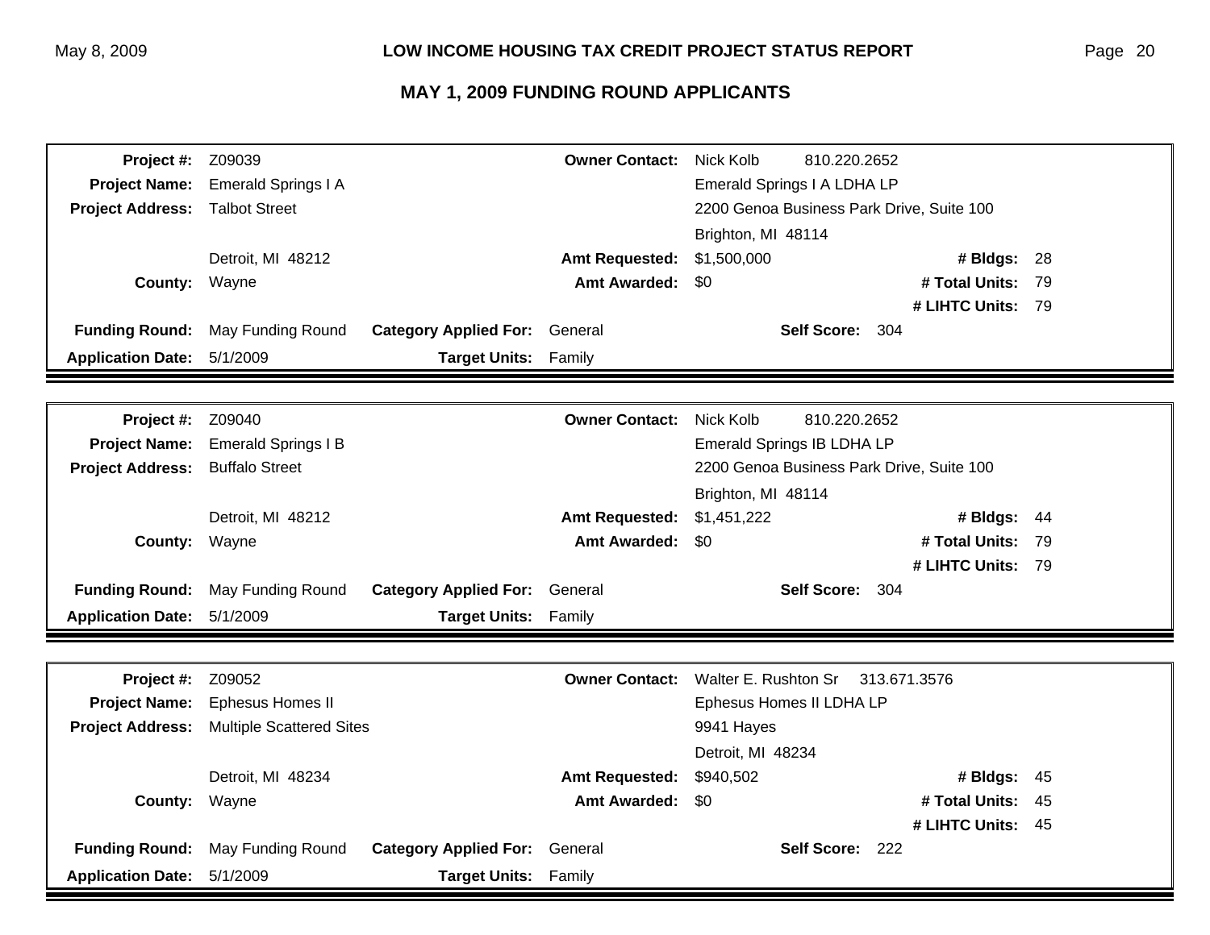# LOW INCOME HOUSING TAX CREDIT PROJECT STATUS REPORT

## MAY 1, 2009 FUNDING ROUND APPLICANTS

| | | | | | |
|---|---|---|---|---|---|
| **Project #:** | Z09039 | **Owner Contact:** | Nick Kolb 810.220.2652 | | |
| **Project Name:** | Emerald Springs I A | | Emerald Springs I A LDHA LP | | |
| **Project Address:** | Talbot Street | | 2200 Genoa Business Park Drive, Suite 100 | | |
| | | | Brighton, MI 48114 | | |
| | Detroit, MI 48212 | **Amt Requested:** | $1,500,000 | **# Bldgs:** | 28 |
| **County:** | Wayne | **Amt Awarded:** | $0 | **# Total Units:** | 79 |
| | | | | **# LIHTC Units:** | 79 |
| **Funding Round:** | May Funding Round | **Category Applied For:** | General | **Self Score:** | 304 |
| **Application Date:** | 5/1/2009 | **Target Units:** | Family | | |

| | | | | | |
|---|---|---|---|---|---|
| **Project #:** | Z09040 | **Owner Contact:** | Nick Kolb 810.220.2652 | | |
| **Project Name:** | Emerald Springs I B | | Emerald Springs IB LDHA LP | | |
| **Project Address:** | Buffalo Street | | 2200 Genoa Business Park Drive, Suite 100 | | |
| | | | Brighton, MI 48114 | | |
| | Detroit, MI 48212 | **Amt Requested:** | $1,451,222 | **# Bldgs:** | 44 |
| **County:** | Wayne | **Amt Awarded:** | $0 | **# Total Units:** | 79 |
| | | | | **# LIHTC Units:** | 79 |
| **Funding Round:** | May Funding Round | **Category Applied For:** | General | **Self Score:** | 304 |
| **Application Date:** | 5/1/2009 | **Target Units:** | Family | | |

| | | | | | |
|---|---|---|---|---|---|
| **Project #:** | Z09052 | **Owner Contact:** | Walter E. Rushton Sr 313.671.3576 | | |
| **Project Name:** | Ephesus Homes II | | Ephesus Homes II LDHA LP | | |
| **Project Address:** | Multiple Scattered Sites | | 9941 Hayes | | |
| | | | Detroit, MI 48234 | | |
| | Detroit, MI 48234 | **Amt Requested:** | $940,502 | **# Bldgs:** | 45 |
| **County:** | Wayne | **Amt Awarded:** | $0 | **# Total Units:** | 45 |
| | | | | **# LIHTC Units:** | 45 |
| **Funding Round:** | May Funding Round | **Category Applied For:** | General | **Self Score:** | 222 |
| **Application Date:** | 5/1/2009 | **Target Units:** | Family | | |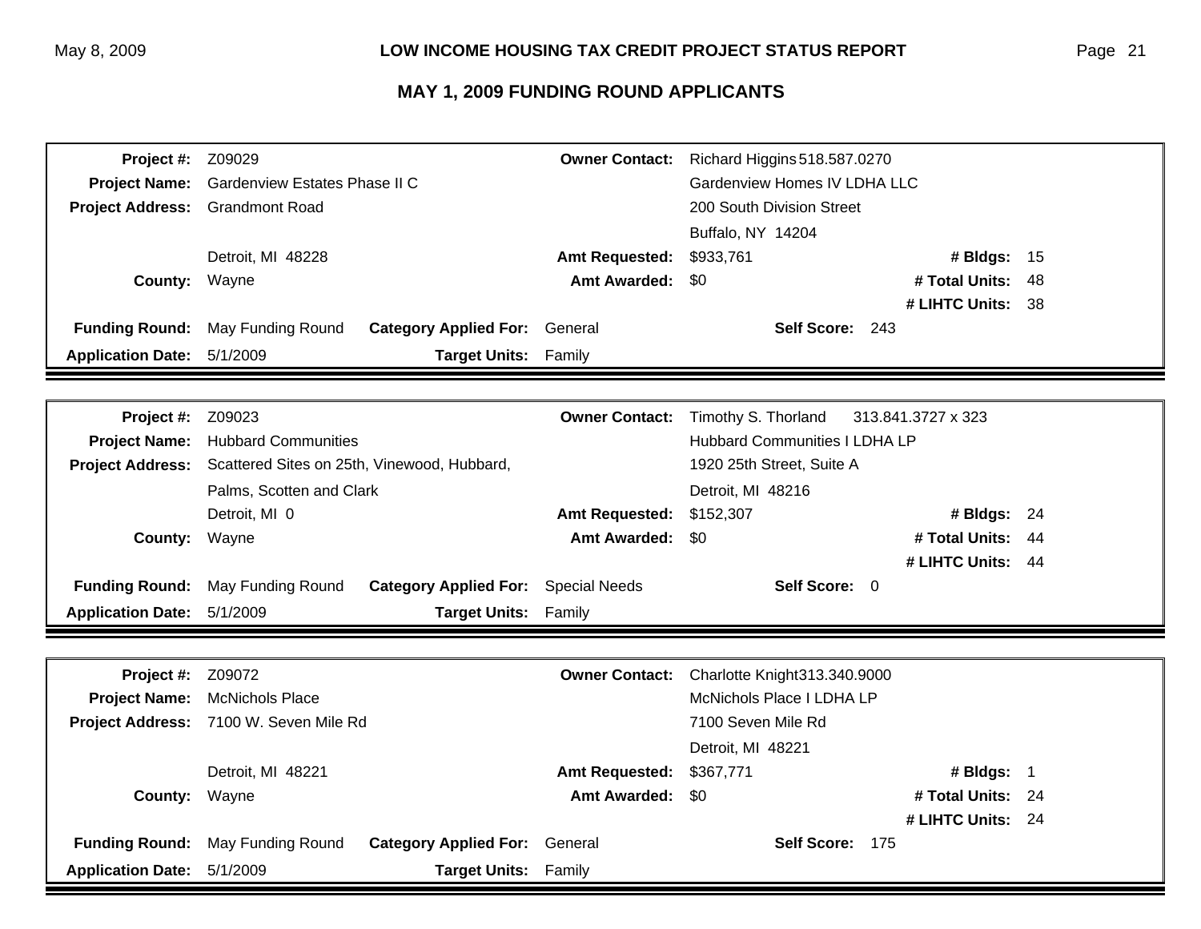## MAY 1, 2009 FUNDING ROUND APPLICANTS

| | | | |
|---|---|---|---|
| **Project #:** | Z09029 | **Owner Contact:** | Richard Higgins 518.587.0270 |
| **Project Name:** | Gardenview Estates Phase II C | | Gardenview Homes IV LDHA LLC |
| **Project Address:** | Grandmont Road | | 200 South Division Street |
| | | | Buffalo, NY 14204 |
| | Detroit, MI 48228 | **Amt Requested:** | $933,761 — **# Bldgs:** 15 |
| **County:** | Wayne | **Amt Awarded:** | $0 — **# Total Units:** 48 |
| | | | **# LIHTC Units:** 38 |
| **Funding Round:** | May Funding Round | **Category Applied For:** | General — **Self Score:** 243 |
| **Application Date:** | 5/1/2009 | **Target Units:** | Family |

| | | | |
|---|---|---|---|
| **Project #:** | Z09023 | **Owner Contact:** | Timothy S. Thorland 313.841.3727 x 323 |
| **Project Name:** | Hubbard Communities | | Hubbard Communities I LDHA LP |
| **Project Address:** | Scattered Sites on 25th, Vinewood, Hubbard, | | 1920 25th Street, Suite A |
| | Palms, Scotten and Clark | | Detroit, MI 48216 |
| | Detroit, MI 0 | **Amt Requested:** | $152,307 — **# Bldgs:** 24 |
| **County:** | Wayne | **Amt Awarded:** | $0 — **# Total Units:** 44 |
| | | | **# LIHTC Units:** 44 |
| **Funding Round:** | May Funding Round | **Category Applied For:** | Special Needs — **Self Score:** 0 |
| **Application Date:** | 5/1/2009 | **Target Units:** | Family |

| | | | |
|---|---|---|---|
| **Project #:** | Z09072 | **Owner Contact:** | Charlotte Knight 313.340.9000 |
| **Project Name:** | McNichols Place | | McNichols Place I LDHA LP |
| **Project Address:** | 7100 W. Seven Mile Rd | | 7100 Seven Mile Rd |
| | | | Detroit, MI 48221 |
| | Detroit, MI 48221 | **Amt Requested:** | $367,771 — **# Bldgs:** 1 |
| **County:** | Wayne | **Amt Awarded:** | $0 — **# Total Units:** 24 |
| | | | **# LIHTC Units:** 24 |
| **Funding Round:** | May Funding Round | **Category Applied For:** | General — **Self Score:** 175 |
| **Application Date:** | 5/1/2009 | **Target Units:** | Family |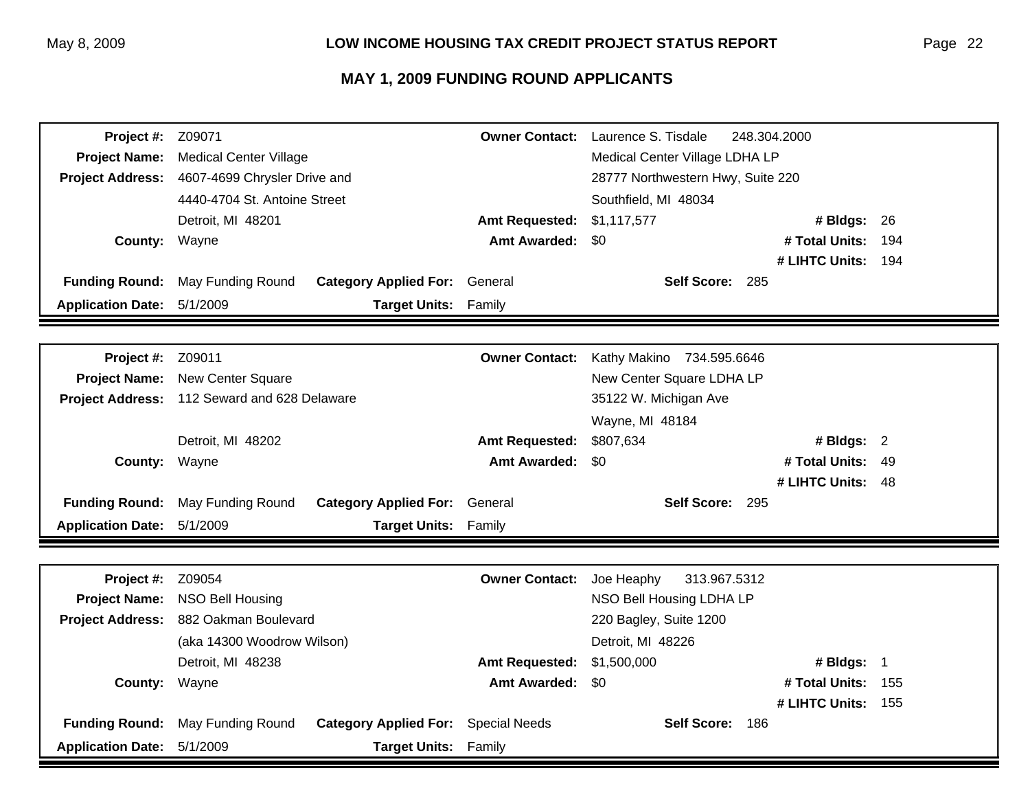# MAY 1, 2009 FUNDING ROUND APPLICANTS

| | | | |
|---|---|---|---|
| **Project #:** | Z09071 | **Owner Contact:** | Laurence S. Tisdale 248.304.2000 |
| **Project Name:** | Medical Center Village | | Medical Center Village LDHA LP |
| **Project Address:** | 4607-4699 Chrysler Drive and | | 28777 Northwestern Hwy, Suite 220 |
| | 4440-4704 St. Antoine Street | | Southfield, MI 48034 |
| | Detroit, MI 48201 | **Amt Requested:** | $1,117,577 — **# Bldgs:** 26 |
| **County:** | Wayne | **Amt Awarded:** | $0 — **# Total Units:** 194 |
| | | | **# LIHTC Units:** 194 |
| **Funding Round:** | May Funding Round | **Category Applied For:** | General — **Self Score:** 285 |
| **Application Date:** | 5/1/2009 | **Target Units:** | Family |

| | | | |
|---|---|---|---|
| **Project #:** | Z09011 | **Owner Contact:** | Kathy Makino 734.595.6646 |
| **Project Name:** | New Center Square | | New Center Square LDHA LP |
| **Project Address:** | 112 Seward and 628 Delaware | | 35122 W. Michigan Ave |
| | | | Wayne, MI 48184 |
| | Detroit, MI 48202 | **Amt Requested:** | $807,634 — **# Bldgs:** 2 |
| **County:** | Wayne | **Amt Awarded:** | $0 — **# Total Units:** 49 |
| | | | **# LIHTC Units:** 48 |
| **Funding Round:** | May Funding Round | **Category Applied For:** | General — **Self Score:** 295 |
| **Application Date:** | 5/1/2009 | **Target Units:** | Family |

| | | | |
|---|---|---|---|
| **Project #:** | Z09054 | **Owner Contact:** | Joe Heaphy 313.967.5312 |
| **Project Name:** | NSO Bell Housing | | NSO Bell Housing LDHA LP |
| **Project Address:** | 882 Oakman Boulevard | | 220 Bagley, Suite 1200 |
| | (aka 14300 Woodrow Wilson) | | Detroit, MI 48226 |
| | Detroit, MI 48238 | **Amt Requested:** | $1,500,000 — **# Bldgs:** 1 |
| **County:** | Wayne | **Amt Awarded:** | $0 — **# Total Units:** 155 |
| | | | **# LIHTC Units:** 155 |
| **Funding Round:** | May Funding Round | **Category Applied For:** | Special Needs — **Self Score:** 186 |
| **Application Date:** | 5/1/2009 | **Target Units:** | Family |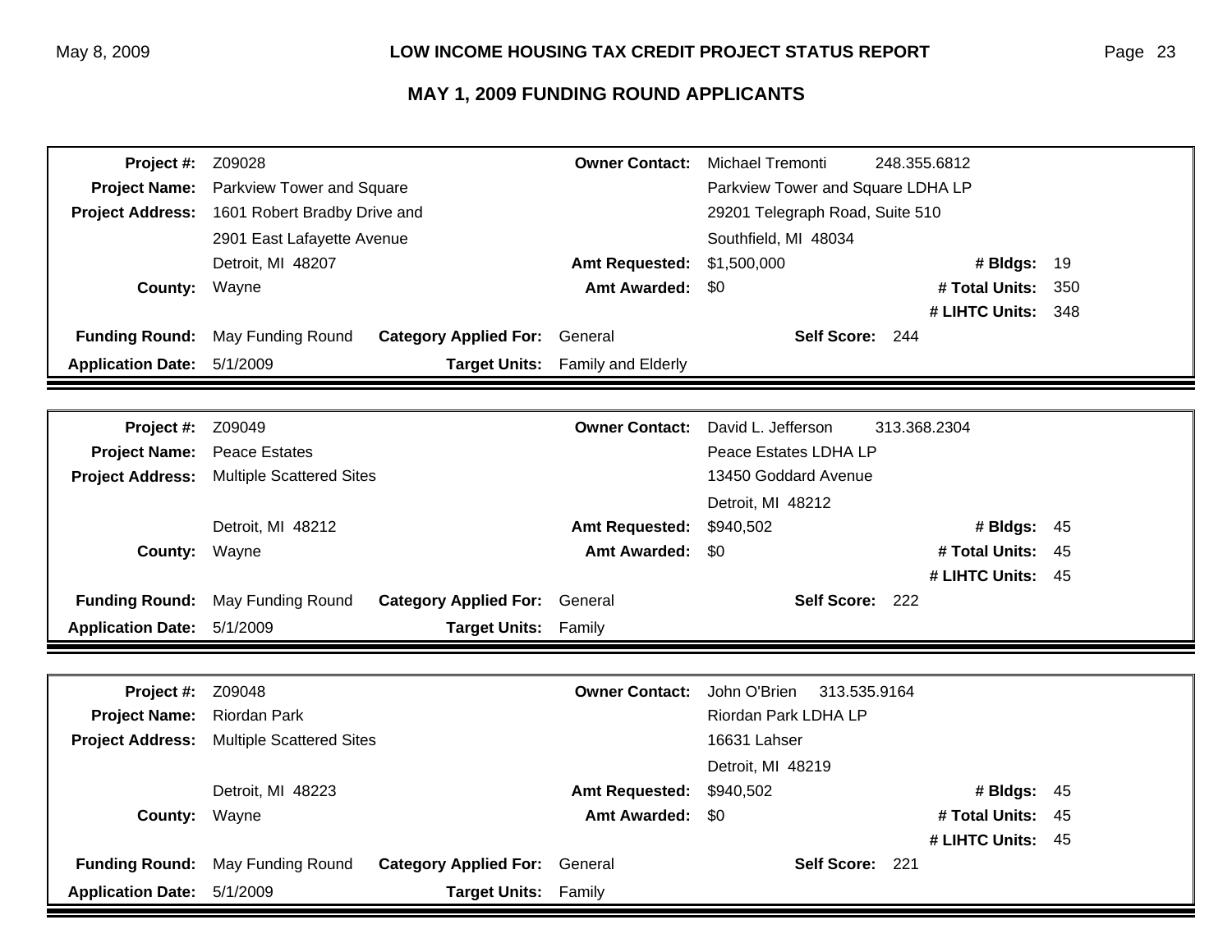## MAY 1, 2009 FUNDING ROUND APPLICANTS

| | | | | | |
|---|---|---|---|---|---|
| **Project #:** | Z09028 | **Owner Contact:** | Michael Tremonti 248.355.6812 | | |
| **Project Name:** | Parkview Tower and Square | | Parkview Tower and Square LDHA LP | | |
| **Project Address:** | 1601 Robert Bradby Drive and | | 29201 Telegraph Road, Suite 510 | | |
| | 2901 East Lafayette Avenue | | Southfield, MI 48034 | | |
| | Detroit, MI 48207 | **Amt Requested:** | $1,500,000 | **# Bldgs:** | 19 |
| **County:** | Wayne | **Amt Awarded:** | $0 | **# Total Units:** | 350 |
| | | | | **# LIHTC Units:** | 348 |
| **Funding Round:** | May Funding Round | **Category Applied For:** | General | **Self Score:** | 244 |
| **Application Date:** | 5/1/2009 | **Target Units:** | Family and Elderly | | |

| | | | | | |
|---|---|---|---|---|---|
| **Project #:** | Z09049 | **Owner Contact:** | David L. Jefferson 313.368.2304 | | |
| **Project Name:** | Peace Estates | | Peace Estates LDHA LP | | |
| **Project Address:** | Multiple Scattered Sites | | 13450 Goddard Avenue | | |
| | | | Detroit, MI 48212 | | |
| | Detroit, MI 48212 | **Amt Requested:** | $940,502 | **# Bldgs:** | 45 |
| **County:** | Wayne | **Amt Awarded:** | $0 | **# Total Units:** | 45 |
| | | | | **# LIHTC Units:** | 45 |
| **Funding Round:** | May Funding Round | **Category Applied For:** | General | **Self Score:** | 222 |
| **Application Date:** | 5/1/2009 | **Target Units:** | Family | | |

| | | | | | |
|---|---|---|---|---|---|
| **Project #:** | Z09048 | **Owner Contact:** | John O'Brien 313.535.9164 | | |
| **Project Name:** | Riordan Park | | Riordan Park LDHA LP | | |
| **Project Address:** | Multiple Scattered Sites | | 16631 Lahser | | |
| | | | Detroit, MI 48219 | | |
| | Detroit, MI 48223 | **Amt Requested:** | $940,502 | **# Bldgs:** | 45 |
| **County:** | Wayne | **Amt Awarded:** | $0 | **# Total Units:** | 45 |
| | | | | **# LIHTC Units:** | 45 |
| **Funding Round:** | May Funding Round | **Category Applied For:** | General | **Self Score:** | 221 |
| **Application Date:** | 5/1/2009 | **Target Units:** | Family | | |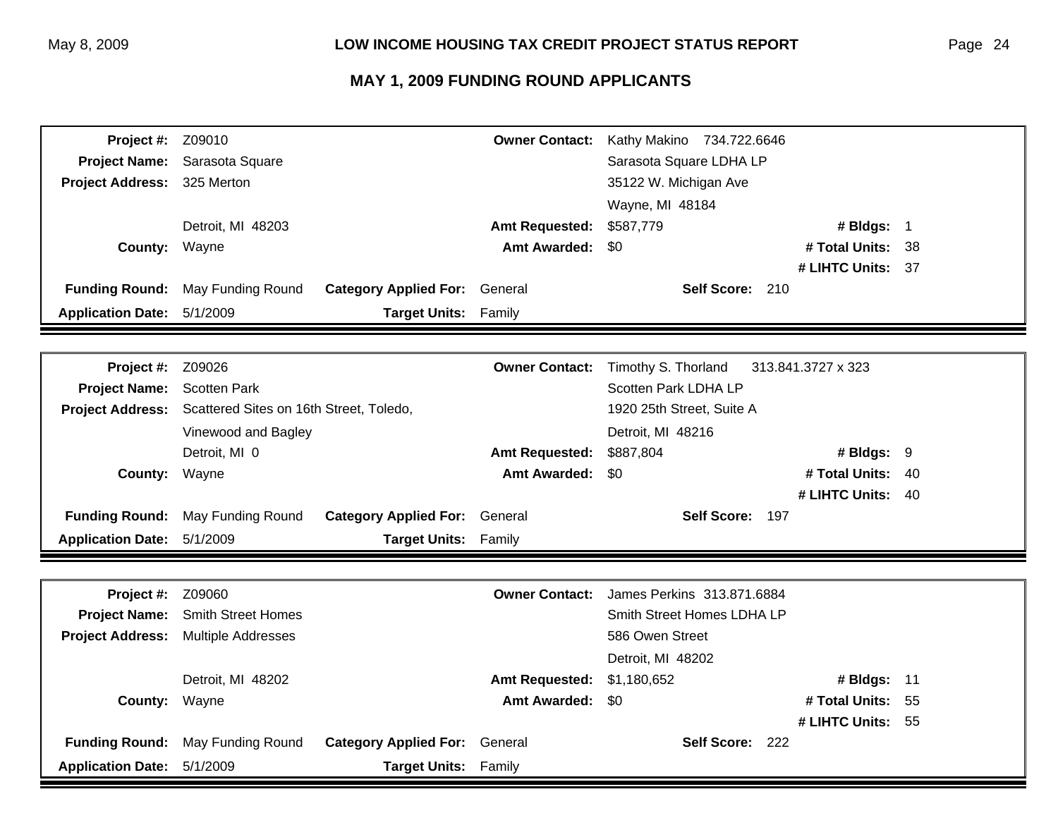# LOW INCOME HOUSING TAX CREDIT PROJECT STATUS REPORT

## MAY 1, 2009 FUNDING ROUND APPLICANTS

| | | | | | |
|---|---|---|---|---|---|
| **Project #:** | Z09010 | **Owner Contact:** | Kathy Makino 734.722.6646 | | |
| **Project Name:** | Sarasota Square | | Sarasota Square LDHA LP | | |
| **Project Address:** | 325 Merton | | 35122 W. Michigan Ave | | |
| | | | Wayne, MI 48184 | | |
| | Detroit, MI 48203 | **Amt Requested:** | $587,779 | **# Bldgs:** | 1 |
| **County:** | Wayne | **Amt Awarded:** | $0 | **# Total Units:** | 38 |
| | | | | **# LIHTC Units:** | 37 |
| **Funding Round:** | May Funding Round | **Category Applied For:** | General | **Self Score:** | 210 |
| **Application Date:** | 5/1/2009 | **Target Units:** | Family | | |

| | | | | | |
|---|---|---|---|---|---|
| **Project #:** | Z09026 | **Owner Contact:** | Timothy S. Thorland 313.841.3727 x 323 | | |
| **Project Name:** | Scotten Park | | Scotten Park LDHA LP | | |
| **Project Address:** | Scattered Sites on 16th Street, Toledo, | | 1920 25th Street, Suite A | | |
| | Vinewood and Bagley | | Detroit, MI 48216 | | |
| | Detroit, MI 0 | **Amt Requested:** | $887,804 | **# Bldgs:** | 9 |
| **County:** | Wayne | **Amt Awarded:** | $0 | **# Total Units:** | 40 |
| | | | | **# LIHTC Units:** | 40 |
| **Funding Round:** | May Funding Round | **Category Applied For:** | General | **Self Score:** | 197 |
| **Application Date:** | 5/1/2009 | **Target Units:** | Family | | |

| | | | | | |
|---|---|---|---|---|---|
| **Project #:** | Z09060 | **Owner Contact:** | James Perkins 313.871.6884 | | |
| **Project Name:** | Smith Street Homes | | Smith Street Homes LDHA LP | | |
| **Project Address:** | Multiple Addresses | | 586 Owen Street | | |
| | | | Detroit, MI 48202 | | |
| | Detroit, MI 48202 | **Amt Requested:** | $1,180,652 | **# Bldgs:** | 11 |
| **County:** | Wayne | **Amt Awarded:** | $0 | **# Total Units:** | 55 |
| | | | | **# LIHTC Units:** | 55 |
| **Funding Round:** | May Funding Round | **Category Applied For:** | General | **Self Score:** | 222 |
| **Application Date:** | 5/1/2009 | **Target Units:** | Family | | |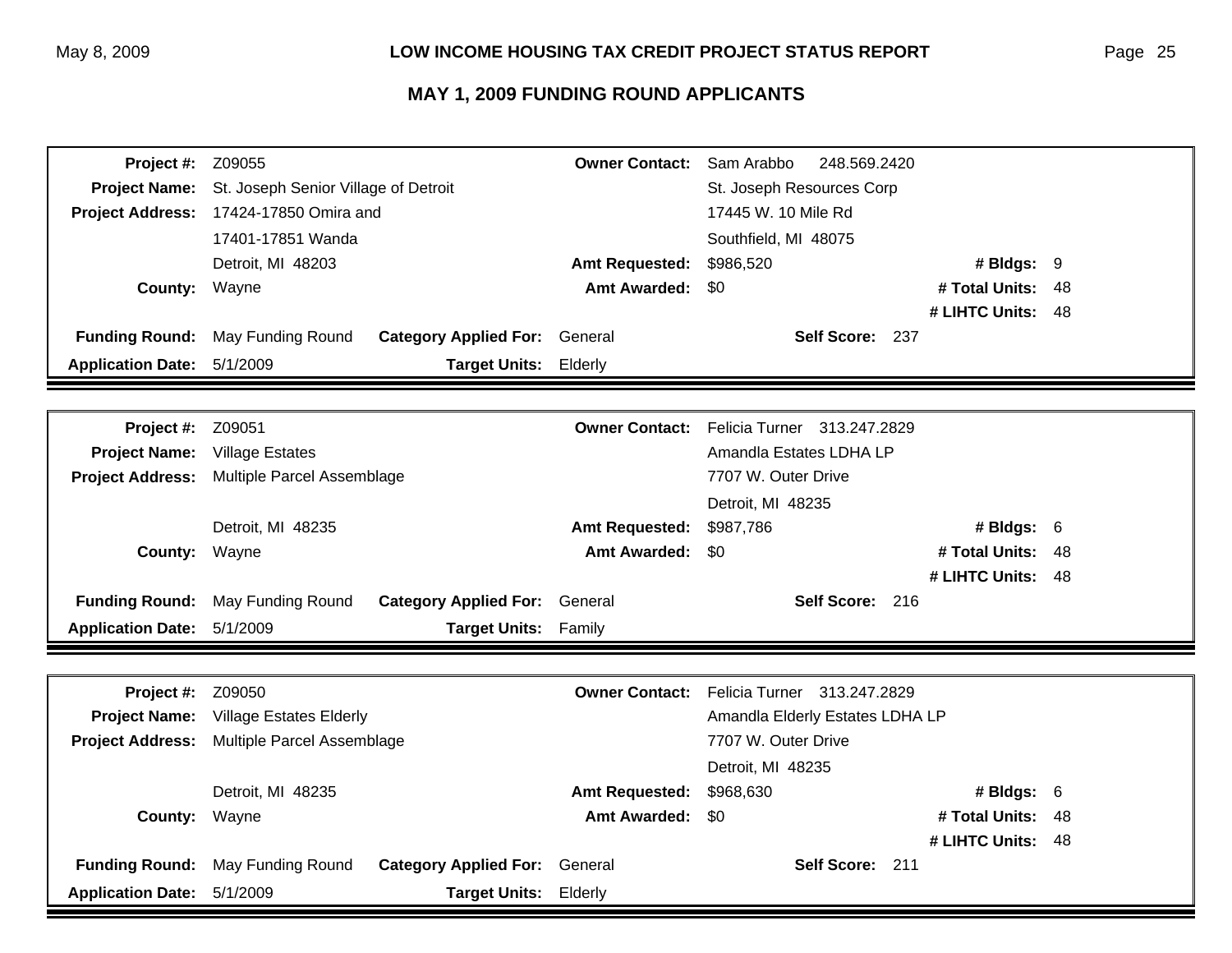## LOW INCOME HOUSING TAX CREDIT PROJECT STATUS REPORT

## MAY 1, 2009 FUNDING ROUND APPLICANTS

| | | | | | |
|---|---|---|---|---|---|
| **Project #:** | Z09055 | **Owner Contact:** | Sam Arabbo 248.569.2420 | | |
| **Project Name:** | St. Joseph Senior Village of Detroit | | St. Joseph Resources Corp | | |
| **Project Address:** | 17424-17850 Omira and | | 17445 W. 10 Mile Rd | | |
| | 17401-17851 Wanda | | Southfield, MI 48075 | | |
| | Detroit, MI 48203 | **Amt Requested:** | $986,520 | **# Bldgs:** | 9 |
| **County:** | Wayne | **Amt Awarded:** | $0 | **# Total Units:** | 48 |
| | | | | **# LIHTC Units:** | 48 |
| **Funding Round:** | May Funding Round | **Category Applied For:** | General | **Self Score:** | 237 |
| **Application Date:** | 5/1/2009 | **Target Units:** | Elderly | | |

| | | | | | |
|---|---|---|---|---|---|
| **Project #:** | Z09051 | **Owner Contact:** | Felicia Turner 313.247.2829 | | |
| **Project Name:** | Village Estates | | Amandla Estates LDHA LP | | |
| **Project Address:** | Multiple Parcel Assemblage | | 7707 W. Outer Drive | | |
| | | | Detroit, MI 48235 | | |
| | Detroit, MI 48235 | **Amt Requested:** | $987,786 | **# Bldgs:** | 6 |
| **County:** | Wayne | **Amt Awarded:** | $0 | **# Total Units:** | 48 |
| | | | | **# LIHTC Units:** | 48 |
| **Funding Round:** | May Funding Round | **Category Applied For:** | General | **Self Score:** | 216 |
| **Application Date:** | 5/1/2009 | **Target Units:** | Family | | |

| | | | | | |
|---|---|---|---|---|---|
| **Project #:** | Z09050 | **Owner Contact:** | Felicia Turner 313.247.2829 | | |
| **Project Name:** | Village Estates Elderly | | Amandla Elderly Estates LDHA LP | | |
| **Project Address:** | Multiple Parcel Assemblage | | 7707 W. Outer Drive | | |
| | | | Detroit, MI 48235 | | |
| | Detroit, MI 48235 | **Amt Requested:** | $968,630 | **# Bldgs:** | 6 |
| **County:** | Wayne | **Amt Awarded:** | $0 | **# Total Units:** | 48 |
| | | | | **# LIHTC Units:** | 48 |
| **Funding Round:** | May Funding Round | **Category Applied For:** | General | **Self Score:** | 211 |
| **Application Date:** | 5/1/2009 | **Target Units:** | Elderly | | |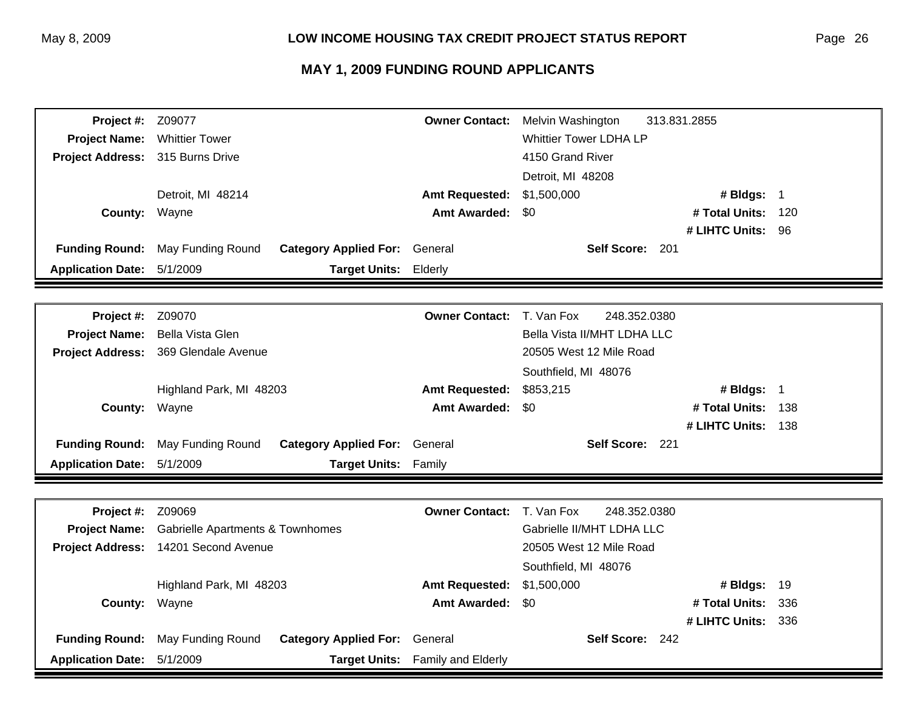## MAY 1, 2009 FUNDING ROUND APPLICANTS

| | | | | | |
|---|---|---|---|---|---|
| **Project #:** | Z09077 | **Owner Contact:** | Melvin Washington 313.831.2855 | | |
| **Project Name:** | Whittier Tower | | Whittier Tower LDHA LP | | |
| **Project Address:** | 315 Burns Drive | | 4150 Grand River | | |
| | | | Detroit, MI 48208 | | |
| | Detroit, MI 48214 | **Amt Requested:** | $1,500,000 | **# Bldgs:** | 1 |
| **County:** | Wayne | **Amt Awarded:** | $0 | **# Total Units:** | 120 |
| | | | | **# LIHTC Units:** | 96 |
| **Funding Round:** | May Funding Round | **Category Applied For:** | General | **Self Score:** | 201 |
| **Application Date:** | 5/1/2009 | **Target Units:** | Elderly | | |

| | | | | | |
|---|---|---|---|---|---|
| **Project #:** | Z09070 | **Owner Contact:** | T. Van Fox 248.352.0380 | | |
| **Project Name:** | Bella Vista Glen | | Bella Vista II/MHT LDHA LLC | | |
| **Project Address:** | 369 Glendale Avenue | | 20505 West 12 Mile Road | | |
| | | | Southfield, MI 48076 | | |
| | Highland Park, MI 48203 | **Amt Requested:** | $853,215 | **# Bldgs:** | 1 |
| **County:** | Wayne | **Amt Awarded:** | $0 | **# Total Units:** | 138 |
| | | | | **# LIHTC Units:** | 138 |
| **Funding Round:** | May Funding Round | **Category Applied For:** | General | **Self Score:** | 221 |
| **Application Date:** | 5/1/2009 | **Target Units:** | Family | | |

| | | | | | |
|---|---|---|---|---|---|
| **Project #:** | Z09069 | **Owner Contact:** | T. Van Fox 248.352.0380 | | |
| **Project Name:** | Gabrielle Apartments & Townhomes | | Gabrielle II/MHT LDHA LLC | | |
| **Project Address:** | 14201 Second Avenue | | 20505 West 12 Mile Road | | |
| | | | Southfield, MI 48076 | | |
| | Highland Park, MI 48203 | **Amt Requested:** | $1,500,000 | **# Bldgs:** | 19 |
| **County:** | Wayne | **Amt Awarded:** | $0 | **# Total Units:** | 336 |
| | | | | **# LIHTC Units:** | 336 |
| **Funding Round:** | May Funding Round | **Category Applied For:** | General | **Self Score:** | 242 |
| **Application Date:** | 5/1/2009 | **Target Units:** | Family and Elderly | | |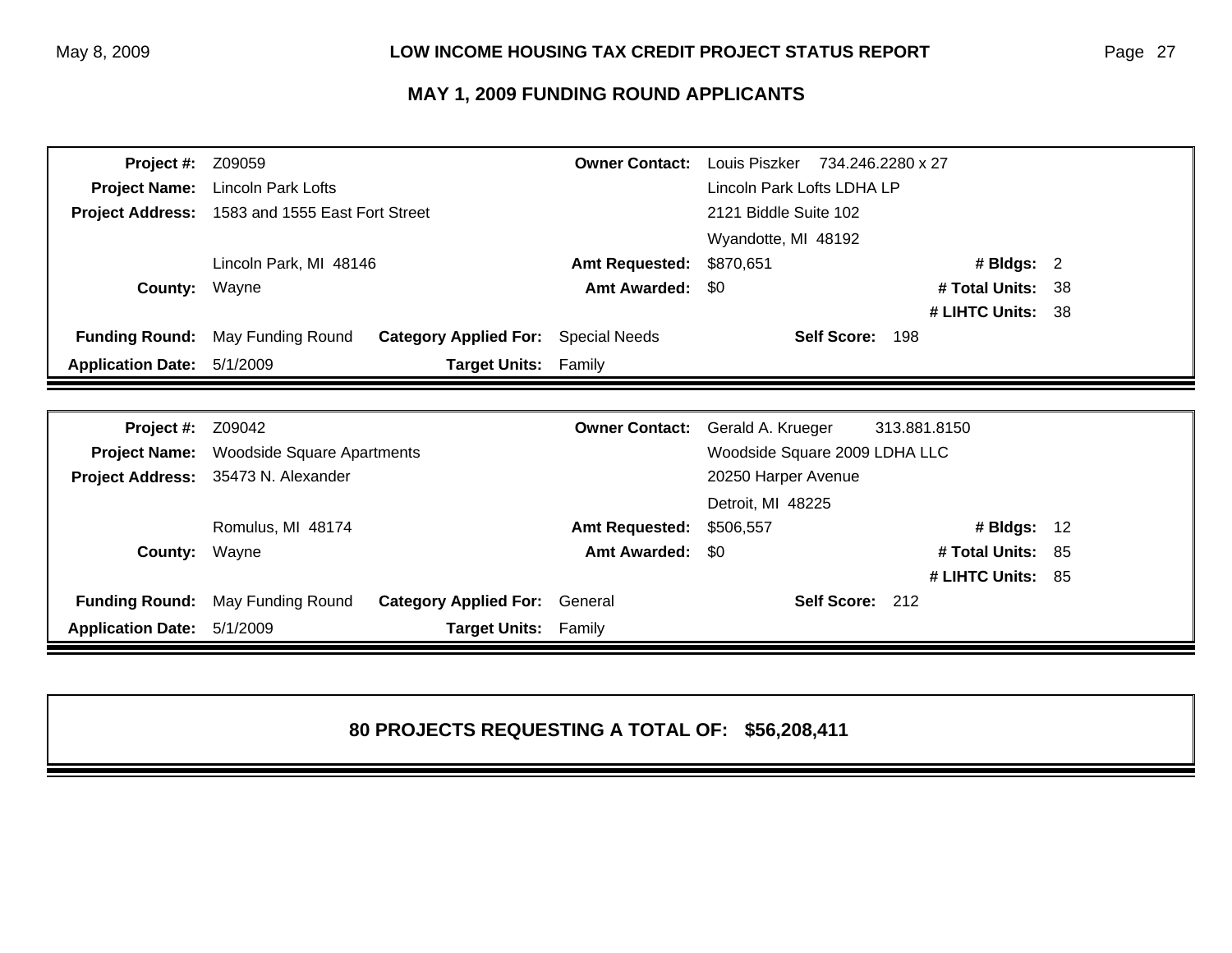## MAY 1, 2009 FUNDING ROUND APPLICANTS

| | | | | | |
|---|---|---|---|---|---|
| **Project #:** | Z09059 | **Owner Contact:** | Louis Piszker 734.246.2280 x 27 | | |
| **Project Name:** | Lincoln Park Lofts | | Lincoln Park Lofts LDHA LP | | |
| **Project Address:** | 1583 and 1555 East Fort Street | | 2121 Biddle Suite 102 | | |
| | | | Wyandotte, MI 48192 | | |
| | Lincoln Park, MI 48146 | **Amt Requested:** | $870,651 | **# Bldgs:** | 2 |
| **County:** | Wayne | **Amt Awarded:** | $0 | **# Total Units:** | 38 |
| | | | | **# LIHTC Units:** | 38 |
| **Funding Round:** | May Funding Round | **Category Applied For:** | Special Needs | **Self Score:** | 198 |
| **Application Date:** | 5/1/2009 | **Target Units:** | Family | | |

| | | | | | |
|---|---|---|---|---|---|
| **Project #:** | Z09042 | **Owner Contact:** | Gerald A. Krueger 313.881.8150 | | |
| **Project Name:** | Woodside Square Apartments | | Woodside Square 2009 LDHA LLC | | |
| **Project Address:** | 35473 N. Alexander | | 20250 Harper Avenue | | |
| | | | Detroit, MI 48225 | | |
| | Romulus, MI 48174 | **Amt Requested:** | $506,557 | **# Bldgs:** | 12 |
| **County:** | Wayne | **Amt Awarded:** | $0 | **# Total Units:** | 85 |
| | | | | **# LIHTC Units:** | 85 |
| **Funding Round:** | May Funding Round | **Category Applied For:** | General | **Self Score:** | 212 |
| **Application Date:** | 5/1/2009 | **Target Units:** | Family | | |

**80 PROJECTS REQUESTING A TOTAL OF: $56,208,411**